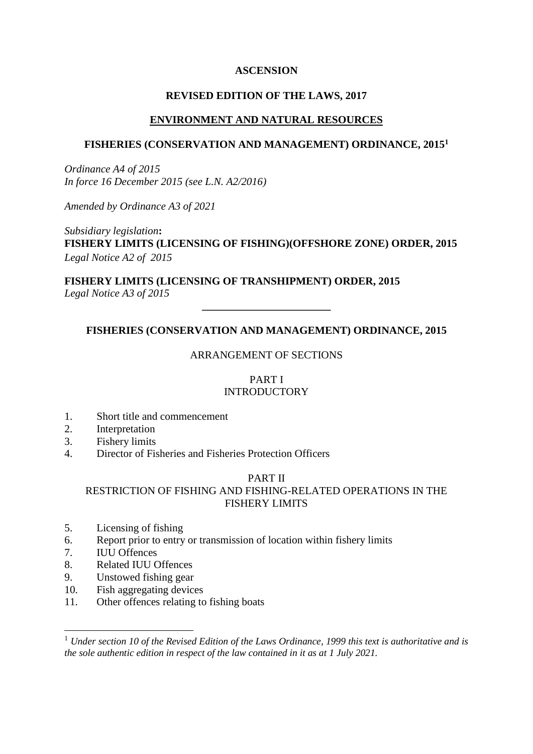**ASCENSION**

**REVISED EDITION OF THE LAWS, 2017**

**ENVIRONMENT AND NATURAL RESOURCES**

**FISHERIES (CONSERVATION AND MANAGEMENT) ORDINANCE, 2015**[1]

*Ordinance A4 of 2015*
*In force 16 December 2015 (see L.N. A2/2016)*

*Amended by Ordinance A3 of 2021*

*Subsidiary legislation*:
**FISHERY LIMITS (LICENSING OF FISHING)(OFFSHORE ZONE) ORDER, 2015**
*Legal Notice A2 of 2015*

**FISHERY LIMITS (LICENSING OF TRANSHIPMENT) ORDER, 2015**
*Legal Notice A3 of 2015*

---

**FISHERIES (CONSERVATION AND MANAGEMENT) ORDINANCE, 2015**

ARRANGEMENT OF SECTIONS

PART I
INTRODUCTORY

1. Short title and commencement
2. Interpretation
3. Fishery limits
4. Director of Fisheries and Fisheries Protection Officers

PART II
RESTRICTION OF FISHING AND FISHING-RELATED OPERATIONS IN THE FISHERY LIMITS

5. Licensing of fishing
6. Report prior to entry or transmission of location within fishery limits
7. IUU Offences
8. Related IUU Offences
9. Unstowed fishing gear
10. Fish aggregating devices
11. Other offences relating to fishing boats

---

[1] *Under section 10 of the Revised Edition of the Laws Ordinance, 1999 this text is authoritative and is the sole authentic edition in respect of the law contained in it as at 1 July 2021.*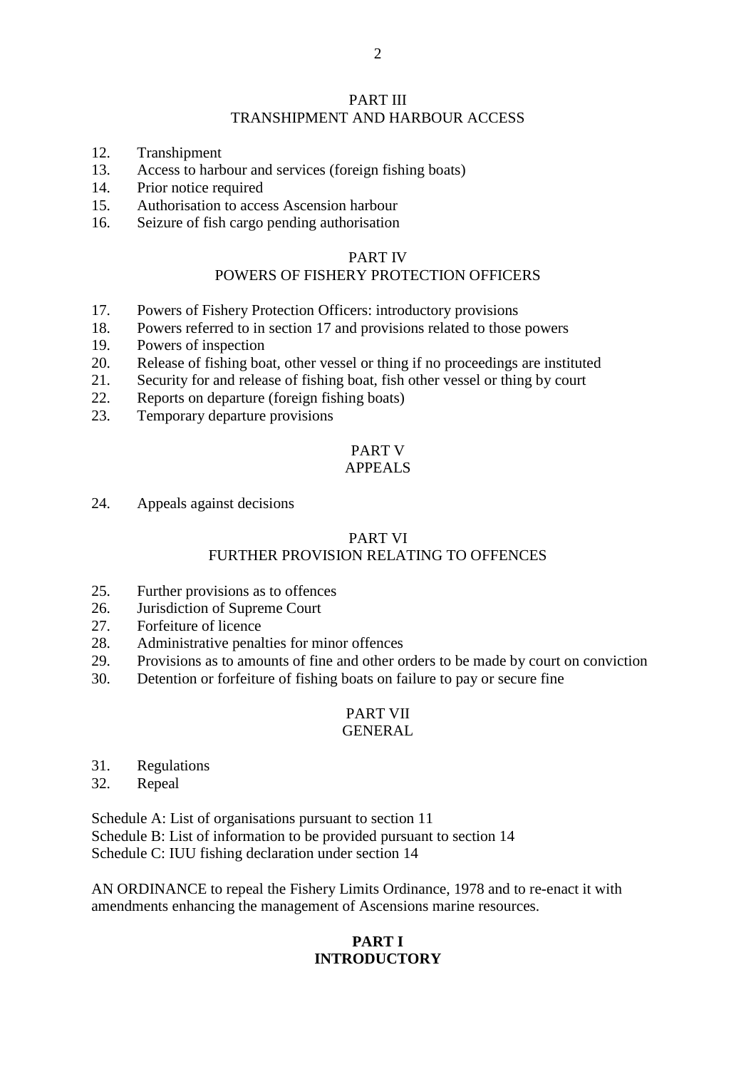PART III
TRANSHIPMENT AND HARBOUR ACCESS

12. Transhipment
13. Access to harbour and services (foreign fishing boats)
14. Prior notice required
15. Authorisation to access Ascension harbour
16. Seizure of fish cargo pending authorisation

PART IV
POWERS OF FISHERY PROTECTION OFFICERS

17. Powers of Fishery Protection Officers: introductory provisions
18. Powers referred to in section 17 and provisions related to those powers
19. Powers of inspection
20. Release of fishing boat, other vessel or thing if no proceedings are instituted
21. Security for and release of fishing boat, fish other vessel or thing by court
22. Reports on departure (foreign fishing boats)
23. Temporary departure provisions

PART V
APPEALS

24. Appeals against decisions

PART VI
FURTHER PROVISION RELATING TO OFFENCES

25. Further provisions as to offences
26. Jurisdiction of Supreme Court
27. Forfeiture of licence
28. Administrative penalties for minor offences
29. Provisions as to amounts of fine and other orders to be made by court on conviction
30. Detention or forfeiture of fishing boats on failure to pay or secure fine

PART VII
GENERAL

31. Regulations
32. Repeal

Schedule A: List of organisations pursuant to section 11
Schedule B: List of information to be provided pursuant to section 14
Schedule C: IUU fishing declaration under section 14

AN ORDINANCE to repeal the Fishery Limits Ordinance, 1978 and to re-enact it with amendments enhancing the management of Ascensions marine resources.

## PART I
## INTRODUCTORY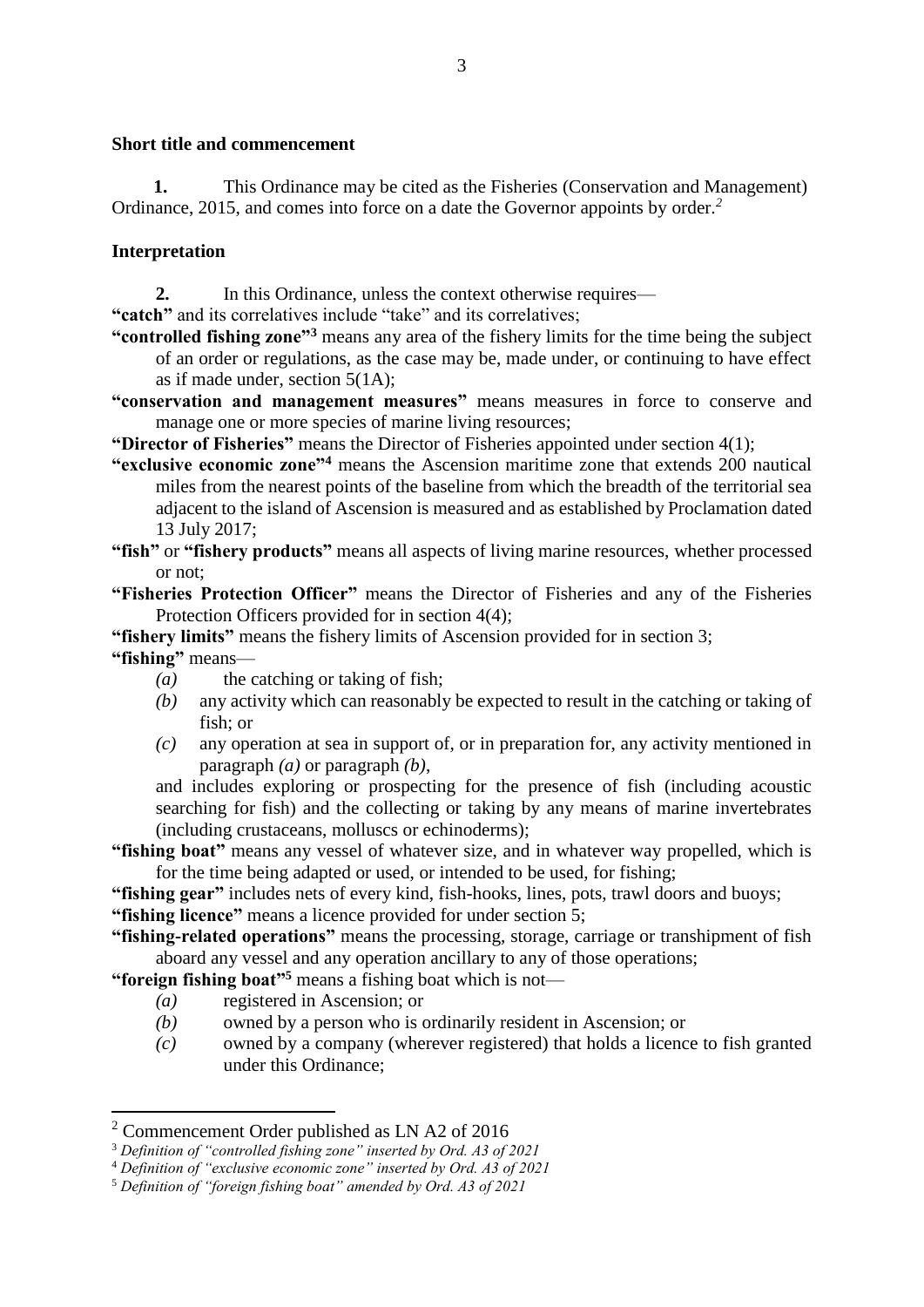**Short title and commencement**

**1.** This Ordinance may be cited as the Fisheries (Conservation and Management) Ordinance, 2015, and comes into force on a date the Governor appoints by order.[2]

**Interpretation**

**2.** In this Ordinance, unless the context otherwise requires—

**"catch"** and its correlatives include "take" and its correlatives;

**"controlled fishing zone"**[3] means any area of the fishery limits for the time being the subject of an order or regulations, as the case may be, made under, or continuing to have effect as if made under, section 5(1A);

**"conservation and management measures"** means measures in force to conserve and manage one or more species of marine living resources;

**"Director of Fisheries"** means the Director of Fisheries appointed under section 4(1);

**"exclusive economic zone"**[4] means the Ascension maritime zone that extends 200 nautical miles from the nearest points of the baseline from which the breadth of the territorial sea adjacent to the island of Ascension is measured and as established by Proclamation dated 13 July 2017;

**"fish"** or **"fishery products"** means all aspects of living marine resources, whether processed or not;

**"Fisheries Protection Officer"** means the Director of Fisheries and any of the Fisheries Protection Officers provided for in section 4(4);

**"fishery limits"** means the fishery limits of Ascension provided for in section 3;

**"fishing"** means—

*(a)* the catching or taking of fish;

*(b)* any activity which can reasonably be expected to result in the catching or taking of fish; or

*(c)* any operation at sea in support of, or in preparation for, any activity mentioned in paragraph *(a)* or paragraph *(b)*,

and includes exploring or prospecting for the presence of fish (including acoustic searching for fish) and the collecting or taking by any means of marine invertebrates (including crustaceans, molluscs or echinoderms);

**"fishing boat"** means any vessel of whatever size, and in whatever way propelled, which is for the time being adapted or used, or intended to be used, for fishing;

**"fishing gear"** includes nets of every kind, fish-hooks, lines, pots, trawl doors and buoys;

**"fishing licence"** means a licence provided for under section 5;

**"fishing-related operations"** means the processing, storage, carriage or transhipment of fish aboard any vessel and any operation ancillary to any of those operations;

**"foreign fishing boat"**[5] means a fishing boat which is not—

*(a)* registered in Ascension; or

*(b)* owned by a person who is ordinarily resident in Ascension; or

*(c)* owned by a company (wherever registered) that holds a licence to fish granted under this Ordinance;

---

[2] Commencement Order published as LN A2 of 2016

[3] *Definition of "controlled fishing zone" inserted by Ord. A3 of 2021*

[4] *Definition of "exclusive economic zone" inserted by Ord. A3 of 2021*

[5] *Definition of "foreign fishing boat" amended by Ord. A3 of 2021*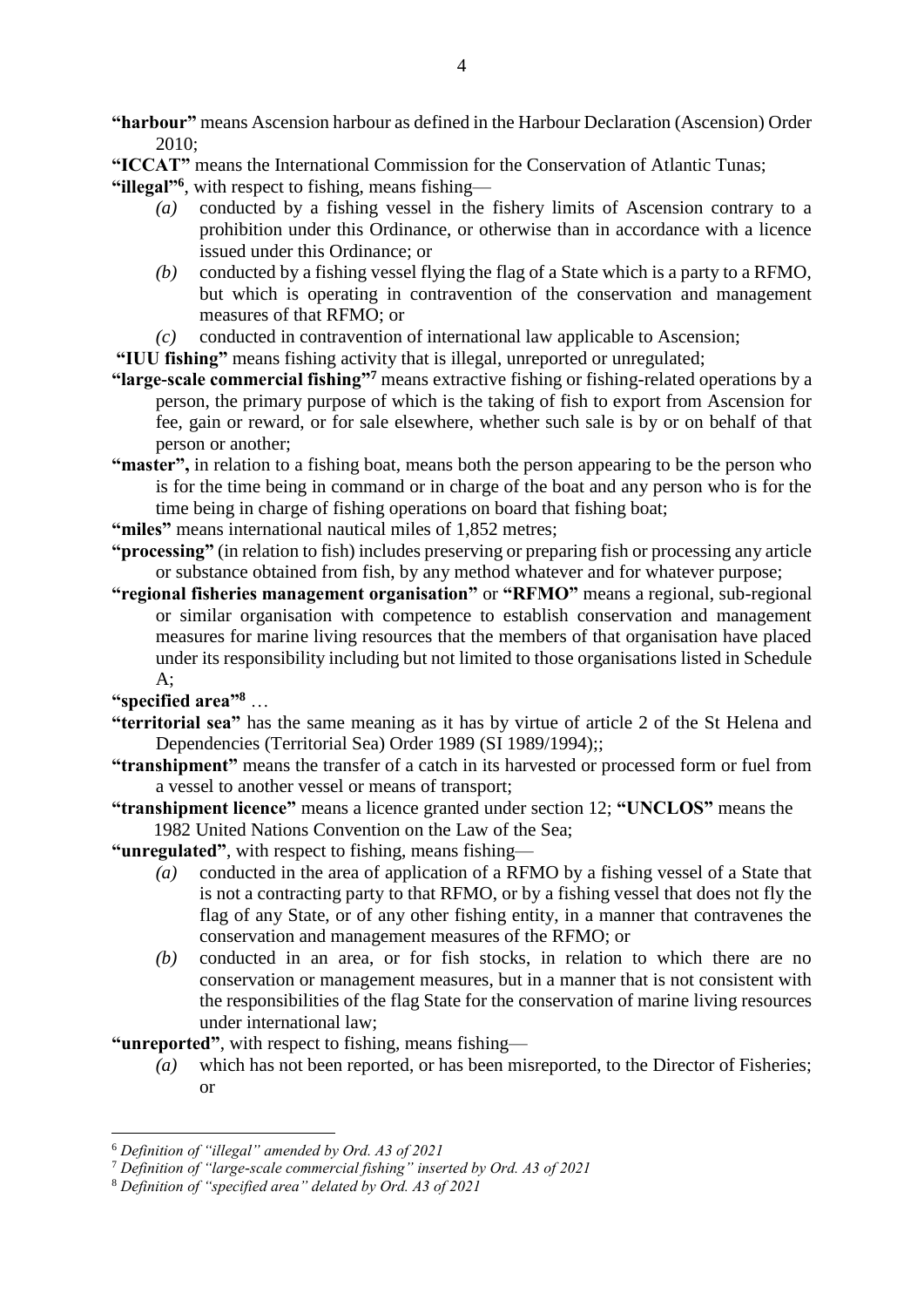**"harbour"** means Ascension harbour as defined in the Harbour Declaration (Ascension) Order 2010;

**"ICCAT"** means the International Commission for the Conservation of Atlantic Tunas;

**"illegal"**[6], with respect to fishing, means fishing—

*(a)* conducted by a fishing vessel in the fishery limits of Ascension contrary to a prohibition under this Ordinance, or otherwise than in accordance with a licence issued under this Ordinance; or

*(b)* conducted by a fishing vessel flying the flag of a State which is a party to a RFMO, but which is operating in contravention of the conservation and management measures of that RFMO; or

*(c)* conducted in contravention of international law applicable to Ascension;

**"IUU fishing"** means fishing activity that is illegal, unreported or unregulated;

**"large-scale commercial fishing"**[7] means extractive fishing or fishing-related operations by a person, the primary purpose of which is the taking of fish to export from Ascension for fee, gain or reward, or for sale elsewhere, whether such sale is by or on behalf of that person or another;

**"master",** in relation to a fishing boat, means both the person appearing to be the person who is for the time being in command or in charge of the boat and any person who is for the time being in charge of fishing operations on board that fishing boat;

**"miles"** means international nautical miles of 1,852 metres;

**"processing"** (in relation to fish) includes preserving or preparing fish or processing any article or substance obtained from fish, by any method whatever and for whatever purpose;

**"regional fisheries management organisation"** or **"RFMO"** means a regional, sub-regional or similar organisation with competence to establish conservation and management measures for marine living resources that the members of that organisation have placed under its responsibility including but not limited to those organisations listed in Schedule A;

**"specified area"**[8] …

**"territorial sea"** has the same meaning as it has by virtue of article 2 of the St Helena and Dependencies (Territorial Sea) Order 1989 (SI 1989/1994);;

**"transhipment"** means the transfer of a catch in its harvested or processed form or fuel from a vessel to another vessel or means of transport;

**"transhipment licence"** means a licence granted under section 12; **"UNCLOS"** means the 1982 United Nations Convention on the Law of the Sea;

**"unregulated"**, with respect to fishing, means fishing—

*(a)* conducted in the area of application of a RFMO by a fishing vessel of a State that is not a contracting party to that RFMO, or by a fishing vessel that does not fly the flag of any State, or of any other fishing entity, in a manner that contravenes the conservation and management measures of the RFMO; or

*(b)* conducted in an area, or for fish stocks, in relation to which there are no conservation or management measures, but in a manner that is not consistent with the responsibilities of the flag State for the conservation of marine living resources under international law;

**"unreported"**, with respect to fishing, means fishing—

*(a)* which has not been reported, or has been misreported, to the Director of Fisheries; or

---

[6] *Definition of "illegal" amended by Ord. A3 of 2021*

[7] *Definition of "large-scale commercial fishing" inserted by Ord. A3 of 2021*

[8] *Definition of "specified area" delated by Ord. A3 of 2021*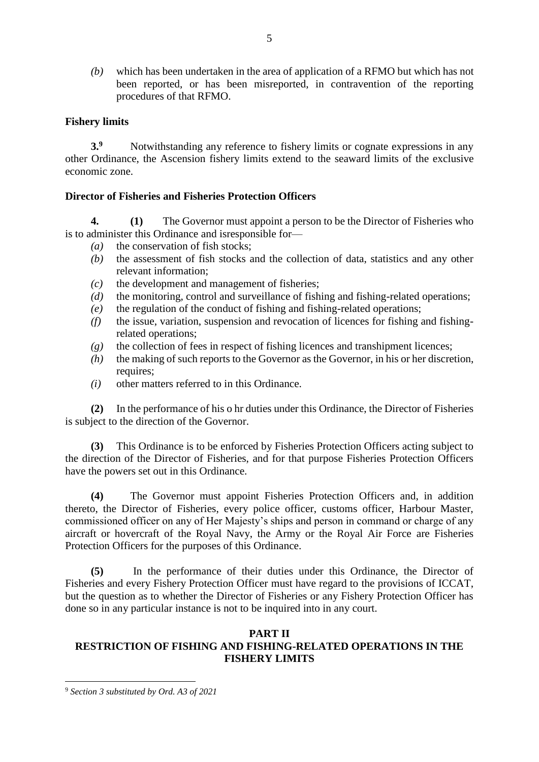*(b)* which has been undertaken in the area of application of a RFMO but which has not been reported, or has been misreported, in contravention of the reporting procedures of that RFMO.

**Fishery limits**

**3.**[9] Notwithstanding any reference to fishery limits or cognate expressions in any other Ordinance, the Ascension fishery limits extend to the seaward limits of the exclusive economic zone.

**Director of Fisheries and Fisheries Protection Officers**

**4. (1)** The Governor must appoint a person to be the Director of Fisheries who is to administer this Ordinance and isresponsible for—

*(a)* the conservation of fish stocks;

*(b)* the assessment of fish stocks and the collection of data, statistics and any other relevant information;

*(c)* the development and management of fisheries;

*(d)* the monitoring, control and surveillance of fishing and fishing-related operations;

*(e)* the regulation of the conduct of fishing and fishing-related operations;

*(f)* the issue, variation, suspension and revocation of licences for fishing and fishing-related operations;

*(g)* the collection of fees in respect of fishing licences and transhipment licences;

*(h)* the making of such reports to the Governor as the Governor, in his or her discretion, requires;

*(i)* other matters referred to in this Ordinance.

**(2)** In the performance of his o hr duties under this Ordinance, the Director of Fisheries is subject to the direction of the Governor.

**(3)** This Ordinance is to be enforced by Fisheries Protection Officers acting subject to the direction of the Director of Fisheries, and for that purpose Fisheries Protection Officers have the powers set out in this Ordinance.

**(4)** The Governor must appoint Fisheries Protection Officers and, in addition thereto, the Director of Fisheries, every police officer, customs officer, Harbour Master, commissioned officer on any of Her Majesty's ships and person in command or charge of any aircraft or hovercraft of the Royal Navy, the Army or the Royal Air Force are Fisheries Protection Officers for the purposes of this Ordinance.

**(5)** In the performance of their duties under this Ordinance, the Director of Fisheries and every Fishery Protection Officer must have regard to the provisions of ICCAT, but the question as to whether the Director of Fisheries or any Fishery Protection Officer has done so in any particular instance is not to be inquired into in any court.

## PART II
## RESTRICTION OF FISHING AND FISHING-RELATED OPERATIONS IN THE FISHERY LIMITS

---

[9] *Section 3 substituted by Ord. A3 of 2021*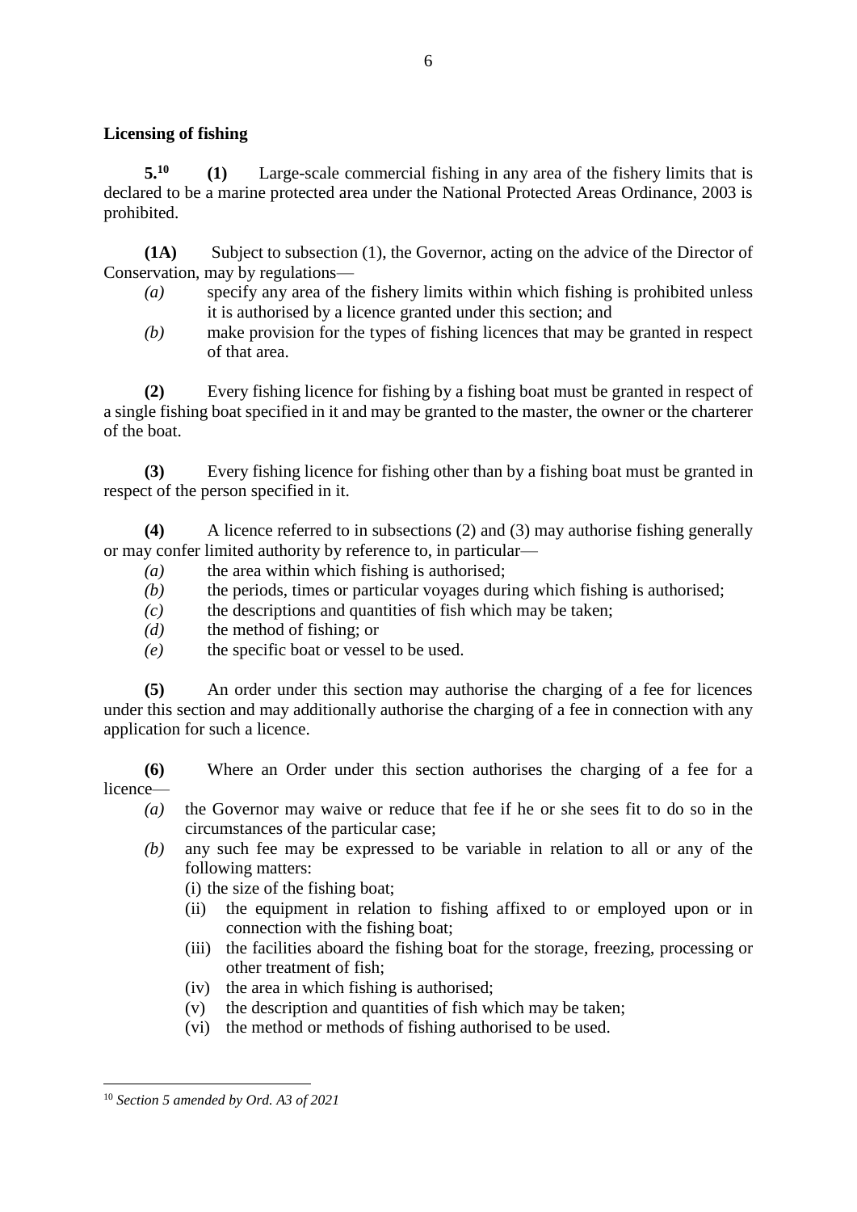**Licensing of fishing**

**5.**[10] **(1)** Large-scale commercial fishing in any area of the fishery limits that is declared to be a marine protected area under the National Protected Areas Ordinance, 2003 is prohibited.

**(1A)** Subject to subsection (1), the Governor, acting on the advice of the Director of Conservation, may by regulations—

*(a)* specify any area of the fishery limits within which fishing is prohibited unless it is authorised by a licence granted under this section; and

*(b)* make provision for the types of fishing licences that may be granted in respect of that area.

**(2)** Every fishing licence for fishing by a fishing boat must be granted in respect of a single fishing boat specified in it and may be granted to the master, the owner or the charterer of the boat.

**(3)** Every fishing licence for fishing other than by a fishing boat must be granted in respect of the person specified in it.

**(4)** A licence referred to in subsections (2) and (3) may authorise fishing generally or may confer limited authority by reference to, in particular—

*(a)* the area within which fishing is authorised;

*(b)* the periods, times or particular voyages during which fishing is authorised;

*(c)* the descriptions and quantities of fish which may be taken;

*(d)* the method of fishing; or

*(e)* the specific boat or vessel to be used.

**(5)** An order under this section may authorise the charging of a fee for licences under this section and may additionally authorise the charging of a fee in connection with any application for such a licence.

**(6)** Where an Order under this section authorises the charging of a fee for a licence—

*(a)* the Governor may waive or reduce that fee if he or she sees fit to do so in the circumstances of the particular case;

*(b)* any such fee may be expressed to be variable in relation to all or any of the following matters:

(i) the size of the fishing boat;

(ii) the equipment in relation to fishing affixed to or employed upon or in connection with the fishing boat;

(iii) the facilities aboard the fishing boat for the storage, freezing, processing or other treatment of fish;

(iv) the area in which fishing is authorised;

(v) the description and quantities of fish which may be taken;

(vi) the method or methods of fishing authorised to be used.

---

[10] *Section 5 amended by Ord. A3 of 2021*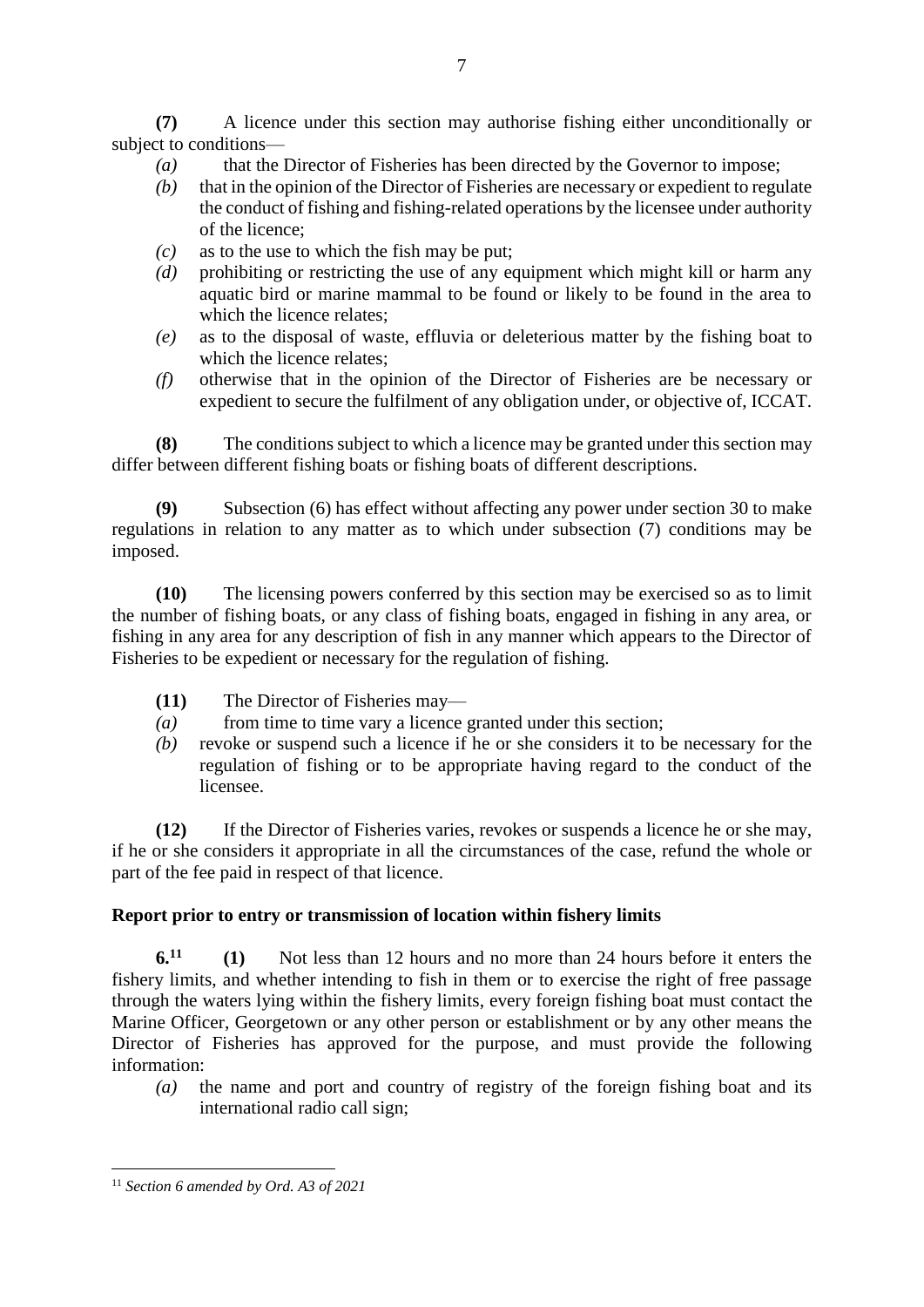**(7)** A licence under this section may authorise fishing either unconditionally or subject to conditions—

*(a)* that the Director of Fisheries has been directed by the Governor to impose;

*(b)* that in the opinion of the Director of Fisheries are necessary or expedient to regulate the conduct of fishing and fishing-related operations by the licensee under authority of the licence;

*(c)* as to the use to which the fish may be put;

*(d)* prohibiting or restricting the use of any equipment which might kill or harm any aquatic bird or marine mammal to be found or likely to be found in the area to which the licence relates;

*(e)* as to the disposal of waste, effluvia or deleterious matter by the fishing boat to which the licence relates;

*(f)* otherwise that in the opinion of the Director of Fisheries are be necessary or expedient to secure the fulfilment of any obligation under, or objective of, ICCAT.

**(8)** The conditions subject to which a licence may be granted under this section may differ between different fishing boats or fishing boats of different descriptions.

**(9)** Subsection (6) has effect without affecting any power under section 30 to make regulations in relation to any matter as to which under subsection (7) conditions may be imposed.

**(10)** The licensing powers conferred by this section may be exercised so as to limit the number of fishing boats, or any class of fishing boats, engaged in fishing in any area, or fishing in any area for any description of fish in any manner which appears to the Director of Fisheries to be expedient or necessary for the regulation of fishing.

**(11)** The Director of Fisheries may—

*(a)* from time to time vary a licence granted under this section;

*(b)* revoke or suspend such a licence if he or she considers it to be necessary for the regulation of fishing or to be appropriate having regard to the conduct of the licensee.

**(12)** If the Director of Fisheries varies, revokes or suspends a licence he or she may, if he or she considers it appropriate in all the circumstances of the case, refund the whole or part of the fee paid in respect of that licence.

**Report prior to entry or transmission of location within fishery limits**

**6.**[11] **(1)** Not less than 12 hours and no more than 24 hours before it enters the fishery limits, and whether intending to fish in them or to exercise the right of free passage through the waters lying within the fishery limits, every foreign fishing boat must contact the Marine Officer, Georgetown or any other person or establishment or by any other means the Director of Fisheries has approved for the purpose, and must provide the following information:

*(a)* the name and port and country of registry of the foreign fishing boat and its international radio call sign;

---

[11] *Section 6 amended by Ord. A3 of 2021*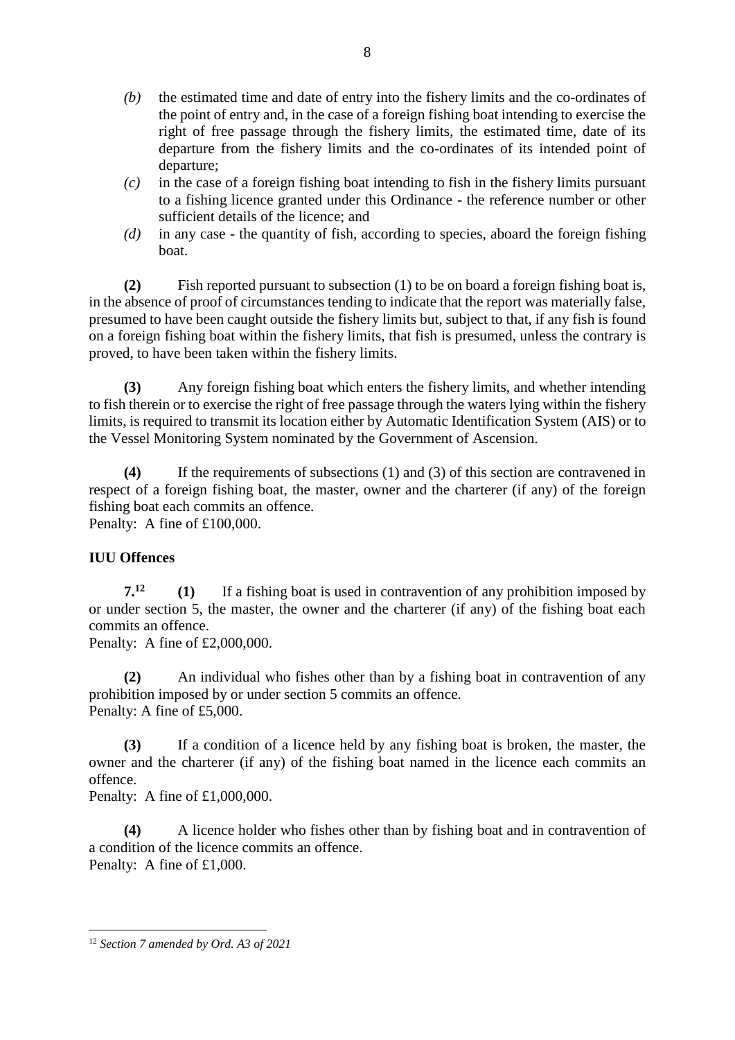*(b)* the estimated time and date of entry into the fishery limits and the co-ordinates of the point of entry and, in the case of a foreign fishing boat intending to exercise the right of free passage through the fishery limits, the estimated time, date of its departure from the fishery limits and the co-ordinates of its intended point of departure;

*(c)* in the case of a foreign fishing boat intending to fish in the fishery limits pursuant to a fishing licence granted under this Ordinance - the reference number or other sufficient details of the licence; and

*(d)* in any case - the quantity of fish, according to species, aboard the foreign fishing boat.

**(2)** Fish reported pursuant to subsection (1) to be on board a foreign fishing boat is, in the absence of proof of circumstances tending to indicate that the report was materially false, presumed to have been caught outside the fishery limits but, subject to that, if any fish is found on a foreign fishing boat within the fishery limits, that fish is presumed, unless the contrary is proved, to have been taken within the fishery limits.

**(3)** Any foreign fishing boat which enters the fishery limits, and whether intending to fish therein or to exercise the right of free passage through the waters lying within the fishery limits, is required to transmit its location either by Automatic Identification System (AIS) or to the Vessel Monitoring System nominated by the Government of Ascension.

**(4)** If the requirements of subsections (1) and (3) of this section are contravened in respect of a foreign fishing boat, the master, owner and the charterer (if any) of the foreign fishing boat each commits an offence.
Penalty: A fine of £100,000.

**IUU Offences**

**7.**[12] **(1)** If a fishing boat is used in contravention of any prohibition imposed by or under section 5, the master, the owner and the charterer (if any) of the fishing boat each commits an offence.
Penalty: A fine of £2,000,000.

**(2)** An individual who fishes other than by a fishing boat in contravention of any prohibition imposed by or under section 5 commits an offence.
Penalty: A fine of £5,000.

**(3)** If a condition of a licence held by any fishing boat is broken, the master, the owner and the charterer (if any) of the fishing boat named in the licence each commits an offence.
Penalty: A fine of £1,000,000.

**(4)** A licence holder who fishes other than by fishing boat and in contravention of a condition of the licence commits an offence.
Penalty: A fine of £1,000.

---

[12] *Section 7 amended by Ord. A3 of 2021*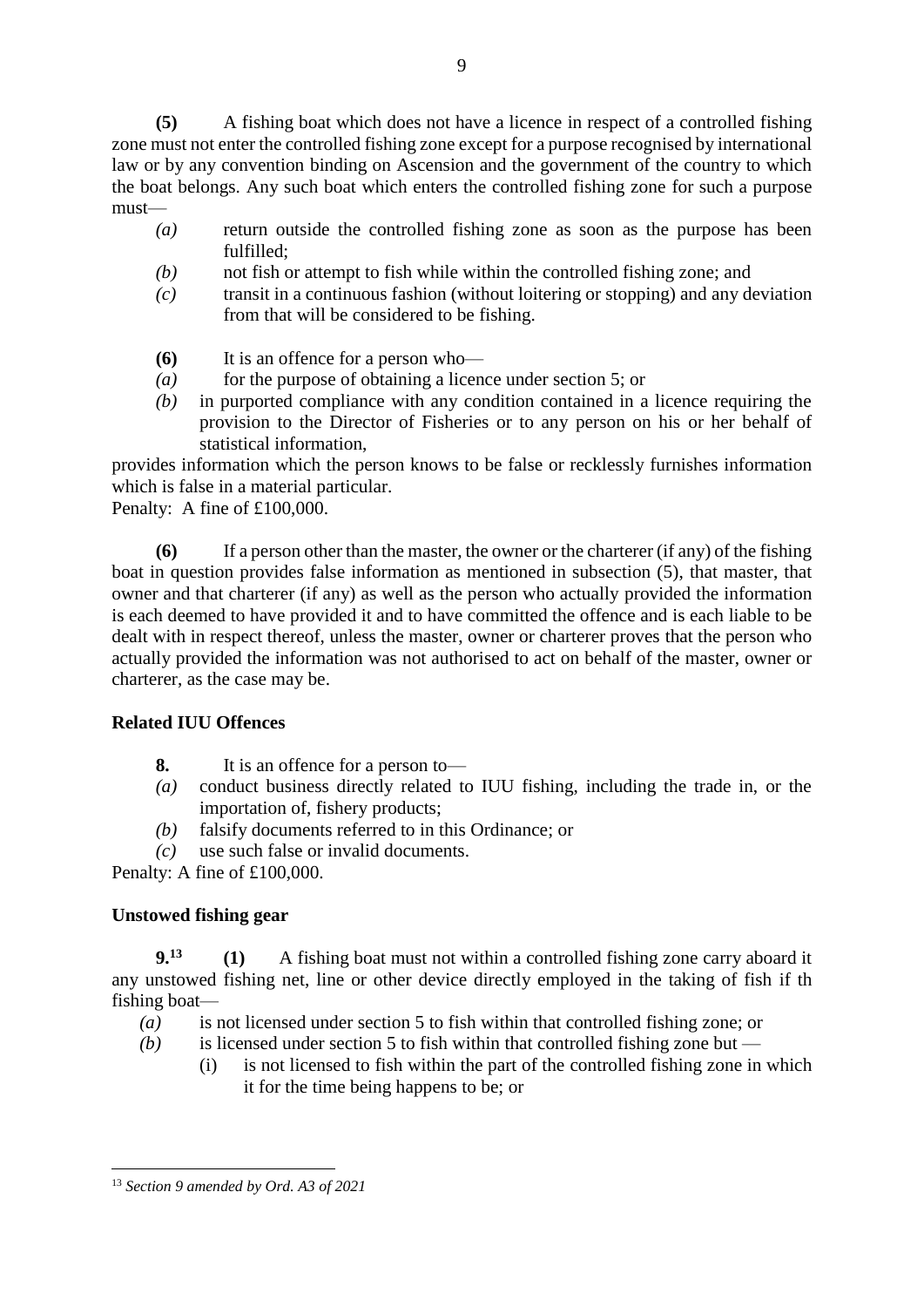**(5)** A fishing boat which does not have a licence in respect of a controlled fishing zone must not enter the controlled fishing zone except for a purpose recognised by international law or by any convention binding on Ascension and the government of the country to which the boat belongs. Any such boat which enters the controlled fishing zone for such a purpose must—

*(a)* return outside the controlled fishing zone as soon as the purpose has been fulfilled;

*(b)* not fish or attempt to fish while within the controlled fishing zone; and

*(c)* transit in a continuous fashion (without loitering or stopping) and any deviation from that will be considered to be fishing.

**(6)** It is an offence for a person who—

*(a)* for the purpose of obtaining a licence under section 5; or

*(b)* in purported compliance with any condition contained in a licence requiring the provision to the Director of Fisheries or to any person on his or her behalf of statistical information,

provides information which the person knows to be false or recklessly furnishes information which is false in a material particular.

Penalty: A fine of £100,000.

**(6)** If a person other than the master, the owner or the charterer (if any) of the fishing boat in question provides false information as mentioned in subsection (5), that master, that owner and that charterer (if any) as well as the person who actually provided the information is each deemed to have provided it and to have committed the offence and is each liable to be dealt with in respect thereof, unless the master, owner or charterer proves that the person who actually provided the information was not authorised to act on behalf of the master, owner or charterer, as the case may be.

**Related IUU Offences**

**8.** It is an offence for a person to—

*(a)* conduct business directly related to IUU fishing, including the trade in, or the importation of, fishery products;

*(b)* falsify documents referred to in this Ordinance; or

*(c)* use such false or invalid documents.

Penalty: A fine of £100,000.

**Unstowed fishing gear**

**9.**[13] **(1)** A fishing boat must not within a controlled fishing zone carry aboard it any unstowed fishing net, line or other device directly employed in the taking of fish if th fishing boat—

*(a)* is not licensed under section 5 to fish within that controlled fishing zone; or

*(b)* is licensed under section 5 to fish within that controlled fishing zone but —

(i) is not licensed to fish within the part of the controlled fishing zone in which it for the time being happens to be; or

[13] *Section 9 amended by Ord. A3 of 2021*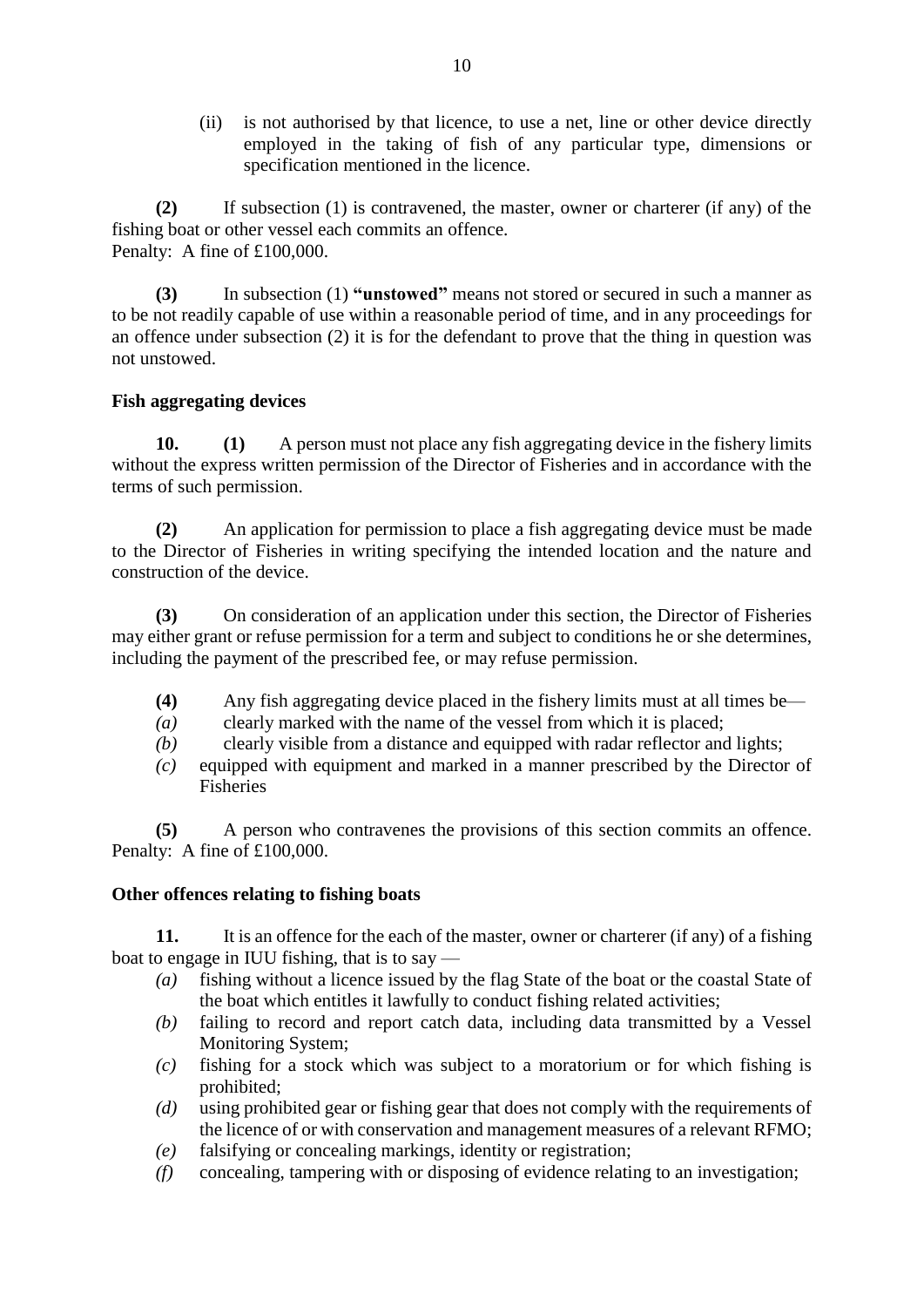(ii) is not authorised by that licence, to use a net, line or other device directly employed in the taking of fish of any particular type, dimensions or specification mentioned in the licence.

**(2)** If subsection (1) is contravened, the master, owner or charterer (if any) of the fishing boat or other vessel each commits an offence.
Penalty: A fine of £100,000.

**(3)** In subsection (1) **"unstowed"** means not stored or secured in such a manner as to be not readily capable of use within a reasonable period of time, and in any proceedings for an offence under subsection (2) it is for the defendant to prove that the thing in question was not unstowed.

**Fish aggregating devices**

**10.** **(1)** A person must not place any fish aggregating device in the fishery limits without the express written permission of the Director of Fisheries and in accordance with the terms of such permission.

**(2)** An application for permission to place a fish aggregating device must be made to the Director of Fisheries in writing specifying the intended location and the nature and construction of the device.

**(3)** On consideration of an application under this section, the Director of Fisheries may either grant or refuse permission for a term and subject to conditions he or she determines, including the payment of the prescribed fee, or may refuse permission.

**(4)** Any fish aggregating device placed in the fishery limits must at all times be—

*(a)* clearly marked with the name of the vessel from which it is placed;

*(b)* clearly visible from a distance and equipped with radar reflector and lights;

*(c)* equipped with equipment and marked in a manner prescribed by the Director of Fisheries

**(5)** A person who contravenes the provisions of this section commits an offence.
Penalty: A fine of £100,000.

**Other offences relating to fishing boats**

**11.** It is an offence for the each of the master, owner or charterer (if any) of a fishing boat to engage in IUU fishing, that is to say —

*(a)* fishing without a licence issued by the flag State of the boat or the coastal State of the boat which entitles it lawfully to conduct fishing related activities;

*(b)* failing to record and report catch data, including data transmitted by a Vessel Monitoring System;

*(c)* fishing for a stock which was subject to a moratorium or for which fishing is prohibited;

*(d)* using prohibited gear or fishing gear that does not comply with the requirements of the licence of or with conservation and management measures of a relevant RFMO;

*(e)* falsifying or concealing markings, identity or registration;

*(f)* concealing, tampering with or disposing of evidence relating to an investigation;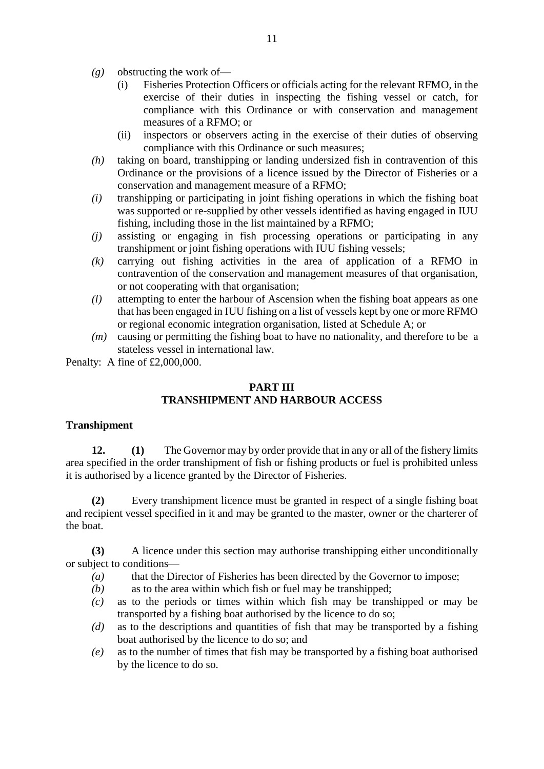*(g)* obstructing the work of—

   (i) Fisheries Protection Officers or officials acting for the relevant RFMO, in the exercise of their duties in inspecting the fishing vessel or catch, for compliance with this Ordinance or with conservation and management measures of a RFMO; or

   (ii) inspectors or observers acting in the exercise of their duties of observing compliance with this Ordinance or such measures;

*(h)* taking on board, transhipping or landing undersized fish in contravention of this Ordinance or the provisions of a licence issued by the Director of Fisheries or a conservation and management measure of a RFMO;

*(i)* transhipping or participating in joint fishing operations in which the fishing boat was supported or re-supplied by other vessels identified as having engaged in IUU fishing, including those in the list maintained by a RFMO;

*(j)* assisting or engaging in fish processing operations or participating in any transhipment or joint fishing operations with IUU fishing vessels;

*(k)* carrying out fishing activities in the area of application of a RFMO in contravention of the conservation and management measures of that organisation, or not cooperating with that organisation;

*(l)* attempting to enter the harbour of Ascension when the fishing boat appears as one that has been engaged in IUU fishing on a list of vessels kept by one or more RFMO or regional economic integration organisation, listed at Schedule A; or

*(m)* causing or permitting the fishing boat to have no nationality, and therefore to be a stateless vessel in international law.

Penalty: A fine of £2,000,000.

## PART III
## TRANSHIPMENT AND HARBOUR ACCESS

**Transhipment**

**12.** **(1)** The Governor may by order provide that in any or all of the fishery limits area specified in the order transhipment of fish or fishing products or fuel is prohibited unless it is authorised by a licence granted by the Director of Fisheries.

**(2)** Every transhipment licence must be granted in respect of a single fishing boat and recipient vessel specified in it and may be granted to the master, owner or the charterer of the boat.

**(3)** A licence under this section may authorise transhipping either unconditionally or subject to conditions—

*(a)* that the Director of Fisheries has been directed by the Governor to impose;

*(b)* as to the area within which fish or fuel may be transhipped;

*(c)* as to the periods or times within which fish may be transhipped or may be transported by a fishing boat authorised by the licence to do so;

*(d)* as to the descriptions and quantities of fish that may be transported by a fishing boat authorised by the licence to do so; and

*(e)* as to the number of times that fish may be transported by a fishing boat authorised by the licence to do so.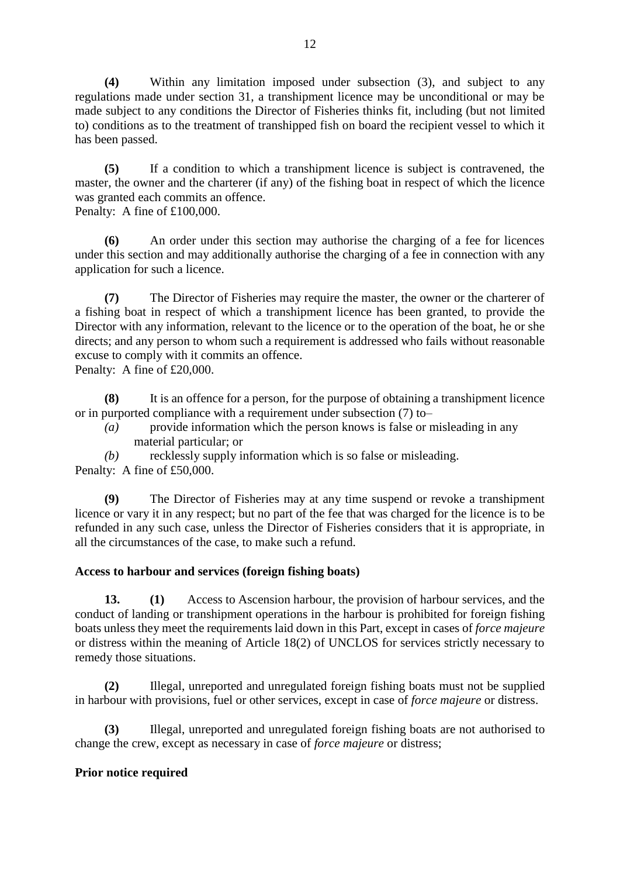**(4)** Within any limitation imposed under subsection (3), and subject to any regulations made under section 31, a transhipment licence may be unconditional or may be made subject to any conditions the Director of Fisheries thinks fit, including (but not limited to) conditions as to the treatment of transhipped fish on board the recipient vessel to which it has been passed.

**(5)** If a condition to which a transhipment licence is subject is contravened, the master, the owner and the charterer (if any) of the fishing boat in respect of which the licence was granted each commits an offence.
Penalty: A fine of £100,000.

**(6)** An order under this section may authorise the charging of a fee for licences under this section and may additionally authorise the charging of a fee in connection with any application for such a licence.

**(7)** The Director of Fisheries may require the master, the owner or the charterer of a fishing boat in respect of which a transhipment licence has been granted, to provide the Director with any information, relevant to the licence or to the operation of the boat, he or she directs; and any person to whom such a requirement is addressed who fails without reasonable excuse to comply with it commits an offence.
Penalty: A fine of £20,000.

**(8)** It is an offence for a person, for the purpose of obtaining a transhipment licence or in purported compliance with a requirement under subsection (7) to–

*(a)* provide information which the person knows is false or misleading in any material particular; or

*(b)* recklessly supply information which is so false or misleading.

Penalty: A fine of £50,000.

**(9)** The Director of Fisheries may at any time suspend or revoke a transhipment licence or vary it in any respect; but no part of the fee that was charged for the licence is to be refunded in any such case, unless the Director of Fisheries considers that it is appropriate, in all the circumstances of the case, to make such a refund.

**Access to harbour and services (foreign fishing boats)**

**13.** **(1)** Access to Ascension harbour, the provision of harbour services, and the conduct of landing or transhipment operations in the harbour is prohibited for foreign fishing boats unless they meet the requirements laid down in this Part, except in cases of *force majeure* or distress within the meaning of Article 18(2) of UNCLOS for services strictly necessary to remedy those situations.

**(2)** Illegal, unreported and unregulated foreign fishing boats must not be supplied in harbour with provisions, fuel or other services, except in case of *force majeure* or distress.

**(3)** Illegal, unreported and unregulated foreign fishing boats are not authorised to change the crew, except as necessary in case of *force majeure* or distress;

**Prior notice required**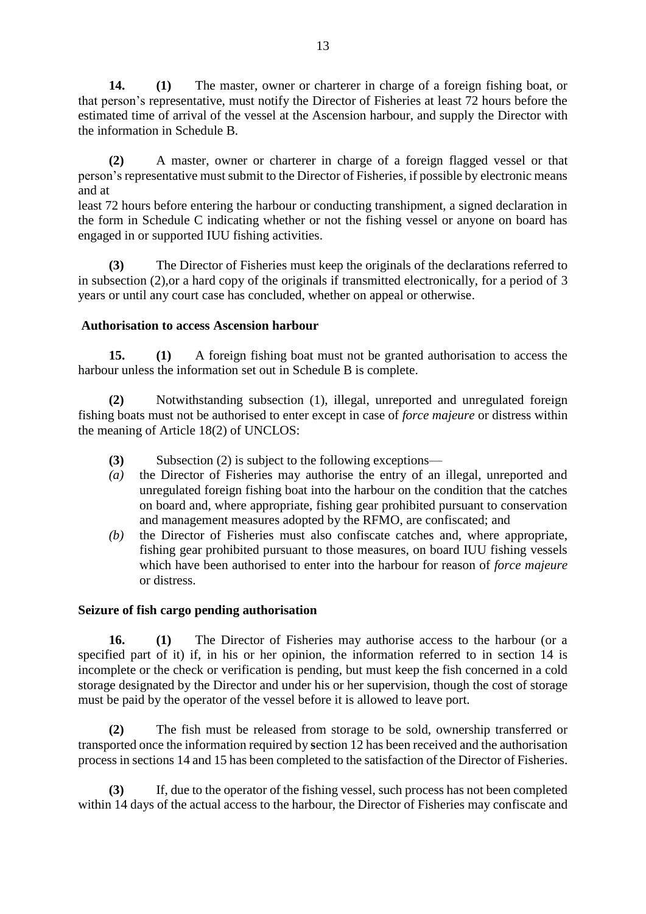**14.** **(1)** The master, owner or charterer in charge of a foreign fishing boat, or that person's representative, must notify the Director of Fisheries at least 72 hours before the estimated time of arrival of the vessel at the Ascension harbour, and supply the Director with the information in Schedule B.

**(2)** A master, owner or charterer in charge of a foreign flagged vessel or that person's representative must submit to the Director of Fisheries, if possible by electronic means and at least 72 hours before entering the harbour or conducting transhipment, a signed declaration in the form in Schedule C indicating whether or not the fishing vessel or anyone on board has engaged in or supported IUU fishing activities.

**(3)** The Director of Fisheries must keep the originals of the declarations referred to in subsection (2),or a hard copy of the originals if transmitted electronically, for a period of 3 years or until any court case has concluded, whether on appeal or otherwise.

**Authorisation to access Ascension harbour**

**15.** **(1)** A foreign fishing boat must not be granted authorisation to access the harbour unless the information set out in Schedule B is complete.

**(2)** Notwithstanding subsection (1), illegal, unreported and unregulated foreign fishing boats must not be authorised to enter except in case of *force majeure* or distress within the meaning of Article 18(2) of UNCLOS:

**(3)** Subsection (2) is subject to the following exceptions—

*(a)* the Director of Fisheries may authorise the entry of an illegal, unreported and unregulated foreign fishing boat into the harbour on the condition that the catches on board and, where appropriate, fishing gear prohibited pursuant to conservation and management measures adopted by the RFMO, are confiscated; and

*(b)* the Director of Fisheries must also confiscate catches and, where appropriate, fishing gear prohibited pursuant to those measures, on board IUU fishing vessels which have been authorised to enter into the harbour for reason of *force majeure* or distress.

**Seizure of fish cargo pending authorisation**

**16.** **(1)** The Director of Fisheries may authorise access to the harbour (or a specified part of it) if, in his or her opinion, the information referred to in section 14 is incomplete or the check or verification is pending, but must keep the fish concerned in a cold storage designated by the Director and under his or her supervision, though the cost of storage must be paid by the operator of the vessel before it is allowed to leave port.

**(2)** The fish must be released from storage to be sold, ownership transferred or transported once the information required by section 12 has been received and the authorisation process in sections 14 and 15 has been completed to the satisfaction of the Director of Fisheries.

**(3)** If, due to the operator of the fishing vessel, such process has not been completed within 14 days of the actual access to the harbour, the Director of Fisheries may confiscate and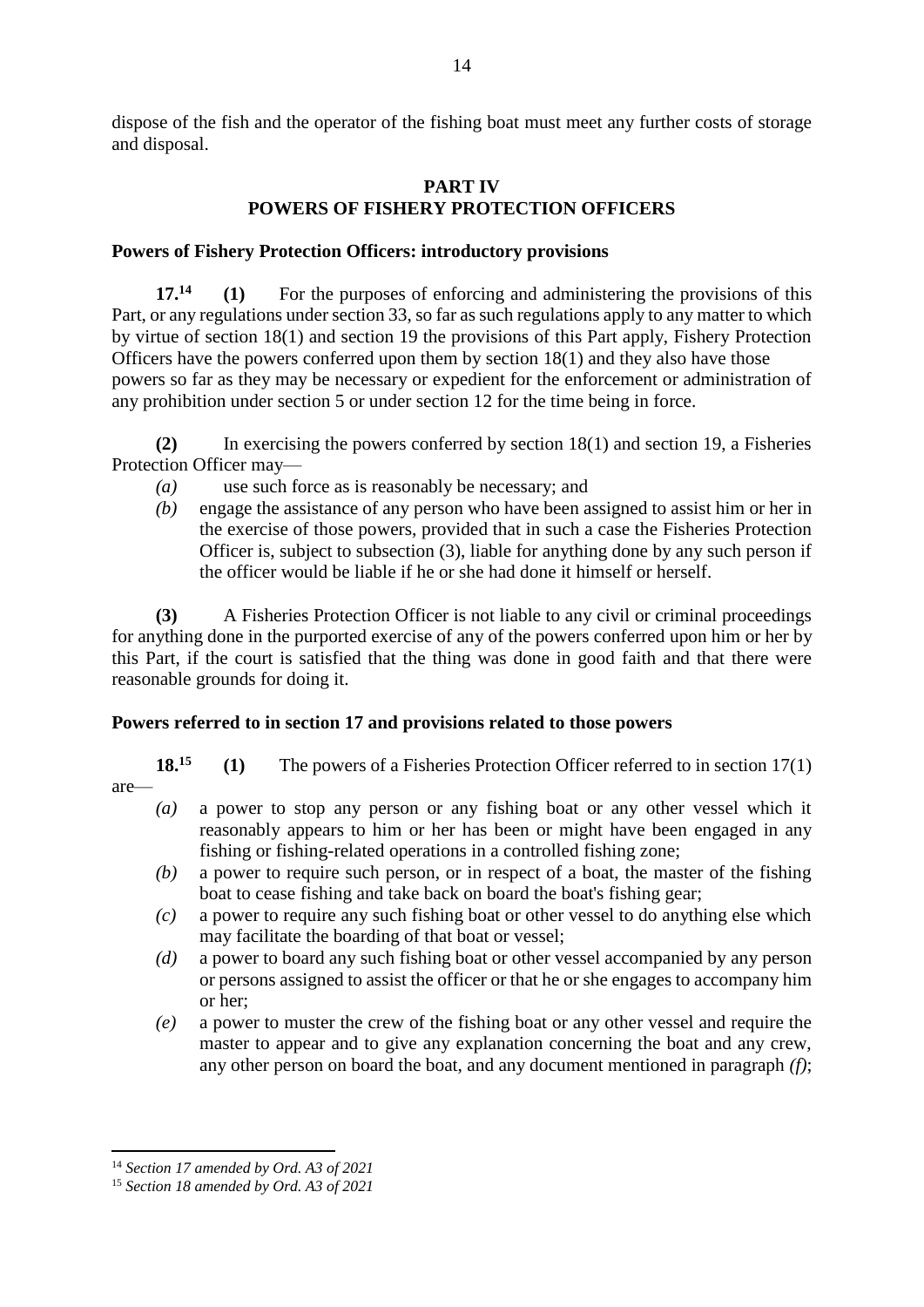dispose of the fish and the operator of the fishing boat must meet any further costs of storage and disposal.

## PART IV
## POWERS OF FISHERY PROTECTION OFFICERS

### Powers of Fishery Protection Officers: introductory provisions

**17.**[14] **(1)** For the purposes of enforcing and administering the provisions of this Part, or any regulations under section 33, so far as such regulations apply to any matter to which by virtue of section 18(1) and section 19 the provisions of this Part apply, Fishery Protection Officers have the powers conferred upon them by section 18(1) and they also have those powers so far as they may be necessary or expedient for the enforcement or administration of any prohibition under section 5 or under section 12 for the time being in force.

**(2)** In exercising the powers conferred by section 18(1) and section 19, a Fisheries Protection Officer may—

*(a)* use such force as is reasonably be necessary; and

*(b)* engage the assistance of any person who have been assigned to assist him or her in the exercise of those powers, provided that in such a case the Fisheries Protection Officer is, subject to subsection (3), liable for anything done by any such person if the officer would be liable if he or she had done it himself or herself.

**(3)** A Fisheries Protection Officer is not liable to any civil or criminal proceedings for anything done in the purported exercise of any of the powers conferred upon him or her by this Part, if the court is satisfied that the thing was done in good faith and that there were reasonable grounds for doing it.

### Powers referred to in section 17 and provisions related to those powers

**18.**[15] **(1)** The powers of a Fisheries Protection Officer referred to in section 17(1) are—

*(a)* a power to stop any person or any fishing boat or any other vessel which it reasonably appears to him or her has been or might have been engaged in any fishing or fishing-related operations in a controlled fishing zone;

*(b)* a power to require such person, or in respect of a boat, the master of the fishing boat to cease fishing and take back on board the boat's fishing gear;

*(c)* a power to require any such fishing boat or other vessel to do anything else which may facilitate the boarding of that boat or vessel;

*(d)* a power to board any such fishing boat or other vessel accompanied by any person or persons assigned to assist the officer or that he or she engages to accompany him or her;

*(e)* a power to muster the crew of the fishing boat or any other vessel and require the master to appear and to give any explanation concerning the boat and any crew, any other person on board the boat, and any document mentioned in paragraph *(f)*;

---

[14] *Section 17 amended by Ord. A3 of 2021*

[15] *Section 18 amended by Ord. A3 of 2021*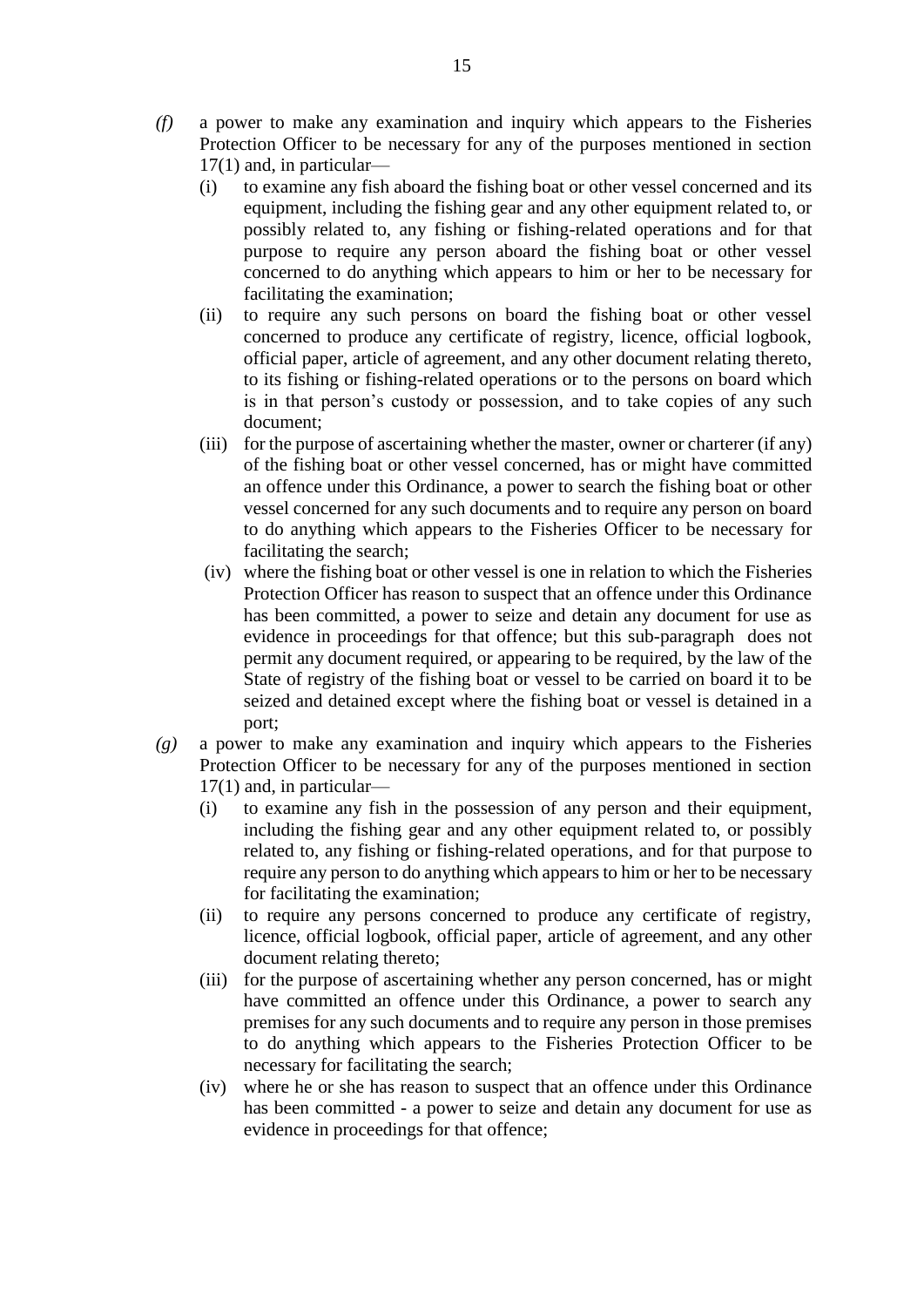*(f)* a power to make any examination and inquiry which appears to the Fisheries Protection Officer to be necessary for any of the purposes mentioned in section 17(1) and, in particular—

   (i) to examine any fish aboard the fishing boat or other vessel concerned and its equipment, including the fishing gear and any other equipment related to, or possibly related to, any fishing or fishing-related operations and for that purpose to require any person aboard the fishing boat or other vessel concerned to do anything which appears to him or her to be necessary for facilitating the examination;

   (ii) to require any such persons on board the fishing boat or other vessel concerned to produce any certificate of registry, licence, official logbook, official paper, article of agreement, and any other document relating thereto, to its fishing or fishing-related operations or to the persons on board which is in that person's custody or possession, and to take copies of any such document;

   (iii) for the purpose of ascertaining whether the master, owner or charterer (if any) of the fishing boat or other vessel concerned, has or might have committed an offence under this Ordinance, a power to search the fishing boat or other vessel concerned for any such documents and to require any person on board to do anything which appears to the Fisheries Officer to be necessary for facilitating the search;

   (iv) where the fishing boat or other vessel is one in relation to which the Fisheries Protection Officer has reason to suspect that an offence under this Ordinance has been committed, a power to seize and detain any document for use as evidence in proceedings for that offence; but this sub-paragraph does not permit any document required, or appearing to be required, by the law of the State of registry of the fishing boat or vessel to be carried on board it to be seized and detained except where the fishing boat or vessel is detained in a port;

*(g)* a power to make any examination and inquiry which appears to the Fisheries Protection Officer to be necessary for any of the purposes mentioned in section 17(1) and, in particular—

   (i) to examine any fish in the possession of any person and their equipment, including the fishing gear and any other equipment related to, or possibly related to, any fishing or fishing-related operations, and for that purpose to require any person to do anything which appears to him or her to be necessary for facilitating the examination;

   (ii) to require any persons concerned to produce any certificate of registry, licence, official logbook, official paper, article of agreement, and any other document relating thereto;

   (iii) for the purpose of ascertaining whether any person concerned, has or might have committed an offence under this Ordinance, a power to search any premises for any such documents and to require any person in those premises to do anything which appears to the Fisheries Protection Officer to be necessary for facilitating the search;

   (iv) where he or she has reason to suspect that an offence under this Ordinance has been committed - a power to seize and detain any document for use as evidence in proceedings for that offence;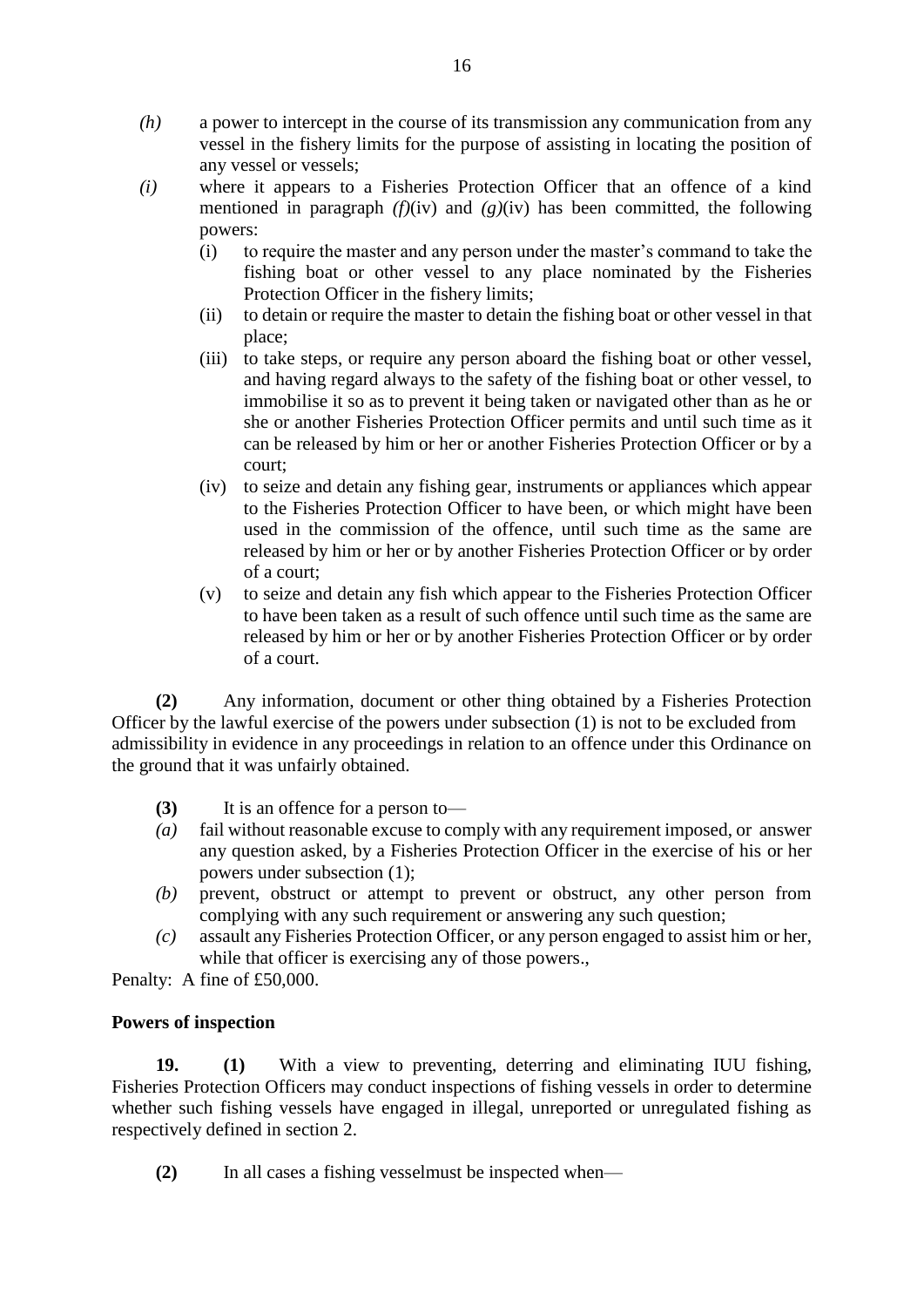*(h)* a power to intercept in the course of its transmission any communication from any vessel in the fishery limits for the purpose of assisting in locating the position of any vessel or vessels;

*(i)* where it appears to a Fisheries Protection Officer that an offence of a kind mentioned in paragraph *(f)*(iv) and *(g)*(iv) has been committed, the following powers:

- (i) to require the master and any person under the master's command to take the fishing boat or other vessel to any place nominated by the Fisheries Protection Officer in the fishery limits;
- (ii) to detain or require the master to detain the fishing boat or other vessel in that place;
- (iii) to take steps, or require any person aboard the fishing boat or other vessel, and having regard always to the safety of the fishing boat or other vessel, to immobilise it so as to prevent it being taken or navigated other than as he or she or another Fisheries Protection Officer permits and until such time as it can be released by him or her or another Fisheries Protection Officer or by a court;
- (iv) to seize and detain any fishing gear, instruments or appliances which appear to the Fisheries Protection Officer to have been, or which might have been used in the commission of the offence, until such time as the same are released by him or her or by another Fisheries Protection Officer or by order of a court;
- (v) to seize and detain any fish which appear to the Fisheries Protection Officer to have been taken as a result of such offence until such time as the same are released by him or her or by another Fisheries Protection Officer or by order of a court.

**(2)** Any information, document or other thing obtained by a Fisheries Protection Officer by the lawful exercise of the powers under subsection (1) is not to be excluded from admissibility in evidence in any proceedings in relation to an offence under this Ordinance on the ground that it was unfairly obtained.

**(3)** It is an offence for a person to—

*(a)* fail without reasonable excuse to comply with any requirement imposed, or answer any question asked, by a Fisheries Protection Officer in the exercise of his or her powers under subsection (1);

*(b)* prevent, obstruct or attempt to prevent or obstruct, any other person from complying with any such requirement or answering any such question;

*(c)* assault any Fisheries Protection Officer, or any person engaged to assist him or her, while that officer is exercising any of those powers.,

Penalty: A fine of £50,000.

**Powers of inspection**

**19. (1)** With a view to preventing, deterring and eliminating IUU fishing, Fisheries Protection Officers may conduct inspections of fishing vessels in order to determine whether such fishing vessels have engaged in illegal, unreported or unregulated fishing as respectively defined in section 2.

**(2)** In all cases a fishing vesselmust be inspected when—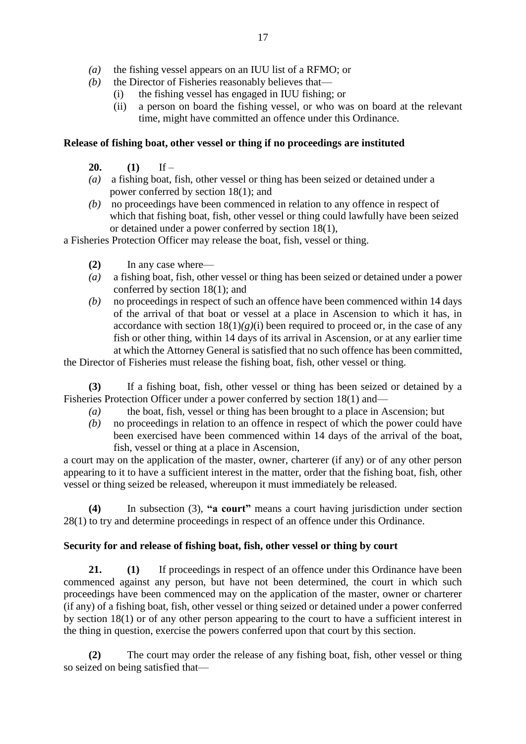*(a)* the fishing vessel appears on an IUU list of a RFMO; or

*(b)* the Director of Fisheries reasonably believes that—

(i) the fishing vessel has engaged in IUU fishing; or

(ii) a person on board the fishing vessel, or who was on board at the relevant time, might have committed an offence under this Ordinance.

**Release of fishing boat, other vessel or thing if no proceedings are instituted**

**20.** **(1)** If –

*(a)* a fishing boat, fish, other vessel or thing has been seized or detained under a power conferred by section 18(1); and

*(b)* no proceedings have been commenced in relation to any offence in respect of which that fishing boat, fish, other vessel or thing could lawfully have been seized or detained under a power conferred by section 18(1),

a Fisheries Protection Officer may release the boat, fish, vessel or thing.

**(2)** In any case where—

*(a)* a fishing boat, fish, other vessel or thing has been seized or detained under a power conferred by section 18(1); and

*(b)* no proceedings in respect of such an offence have been commenced within 14 days of the arrival of that boat or vessel at a place in Ascension to which it has, in accordance with section 18(1)*(g)*(i) been required to proceed or, in the case of any fish or other thing, within 14 days of its arrival in Ascension, or at any earlier time at which the Attorney General is satisfied that no such offence has been committed,

the Director of Fisheries must release the fishing boat, fish, other vessel or thing.

**(3)** If a fishing boat, fish, other vessel or thing has been seized or detained by a Fisheries Protection Officer under a power conferred by section 18(1) and—

*(a)* the boat, fish, vessel or thing has been brought to a place in Ascension; but

*(b)* no proceedings in relation to an offence in respect of which the power could have been exercised have been commenced within 14 days of the arrival of the boat, fish, vessel or thing at a place in Ascension,

a court may on the application of the master, owner, charterer (if any) or of any other person appearing to it to have a sufficient interest in the matter, order that the fishing boat, fish, other vessel or thing seized be released, whereupon it must immediately be released.

**(4)** In subsection (3), **"a court"** means a court having jurisdiction under section 28(1) to try and determine proceedings in respect of an offence under this Ordinance.

**Security for and release of fishing boat, fish, other vessel or thing by court**

**21.** **(1)** If proceedings in respect of an offence under this Ordinance have been commenced against any person, but have not been determined, the court in which such proceedings have been commenced may on the application of the master, owner or charterer (if any) of a fishing boat, fish, other vessel or thing seized or detained under a power conferred by section 18(1) or of any other person appearing to the court to have a sufficient interest in the thing in question, exercise the powers conferred upon that court by this section.

**(2)** The court may order the release of any fishing boat, fish, other vessel or thing so seized on being satisfied that—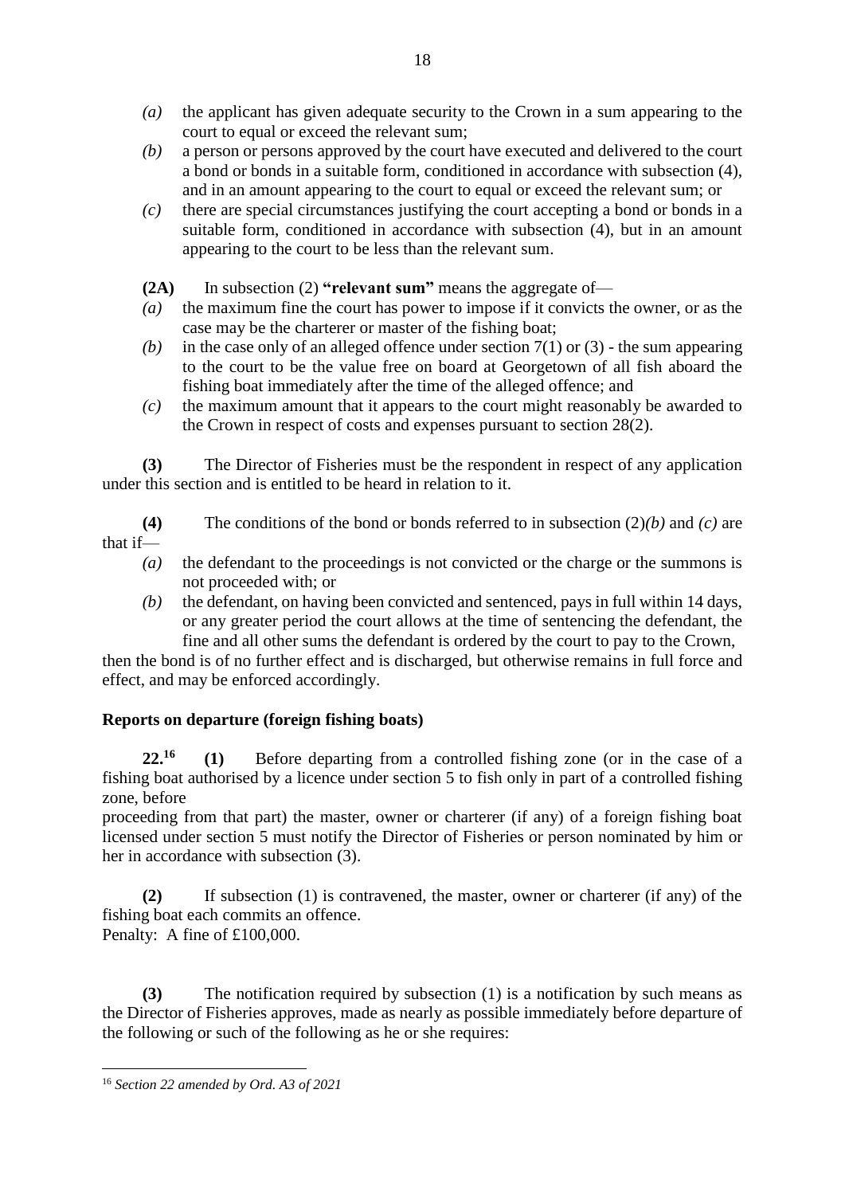*(a)* the applicant has given adequate security to the Crown in a sum appearing to the court to equal or exceed the relevant sum;

*(b)* a person or persons approved by the court have executed and delivered to the court a bond or bonds in a suitable form, conditioned in accordance with subsection (4), and in an amount appearing to the court to equal or exceed the relevant sum; or

*(c)* there are special circumstances justifying the court accepting a bond or bonds in a suitable form, conditioned in accordance with subsection (4), but in an amount appearing to the court to be less than the relevant sum.

**(2A)** In subsection (2) **"relevant sum"** means the aggregate of—

*(a)* the maximum fine the court has power to impose if it convicts the owner, or as the case may be the charterer or master of the fishing boat;

*(b)* in the case only of an alleged offence under section 7(1) or (3) - the sum appearing to the court to be the value free on board at Georgetown of all fish aboard the fishing boat immediately after the time of the alleged offence; and

*(c)* the maximum amount that it appears to the court might reasonably be awarded to the Crown in respect of costs and expenses pursuant to section 28(2).

**(3)** The Director of Fisheries must be the respondent in respect of any application under this section and is entitled to be heard in relation to it.

**(4)** The conditions of the bond or bonds referred to in subsection (2)*(b)* and *(c)* are that if—

*(a)* the defendant to the proceedings is not convicted or the charge or the summons is not proceeded with; or

*(b)* the defendant, on having been convicted and sentenced, pays in full within 14 days, or any greater period the court allows at the time of sentencing the defendant, the fine and all other sums the defendant is ordered by the court to pay to the Crown,

then the bond is of no further effect and is discharged, but otherwise remains in full force and effect, and may be enforced accordingly.

### Reports on departure (foreign fishing boats)

**22.**[16] **(1)** Before departing from a controlled fishing zone (or in the case of a fishing boat authorised by a licence under section 5 to fish only in part of a controlled fishing zone, before

proceeding from that part) the master, owner or charterer (if any) of a foreign fishing boat licensed under section 5 must notify the Director of Fisheries or person nominated by him or her in accordance with subsection (3).

**(2)** If subsection (1) is contravened, the master, owner or charterer (if any) of the fishing boat each commits an offence.
Penalty: A fine of £100,000.

**(3)** The notification required by subsection (1) is a notification by such means as the Director of Fisheries approves, made as nearly as possible immediately before departure of the following or such of the following as he or she requires:

---

[16] *Section 22 amended by Ord. A3 of 2021*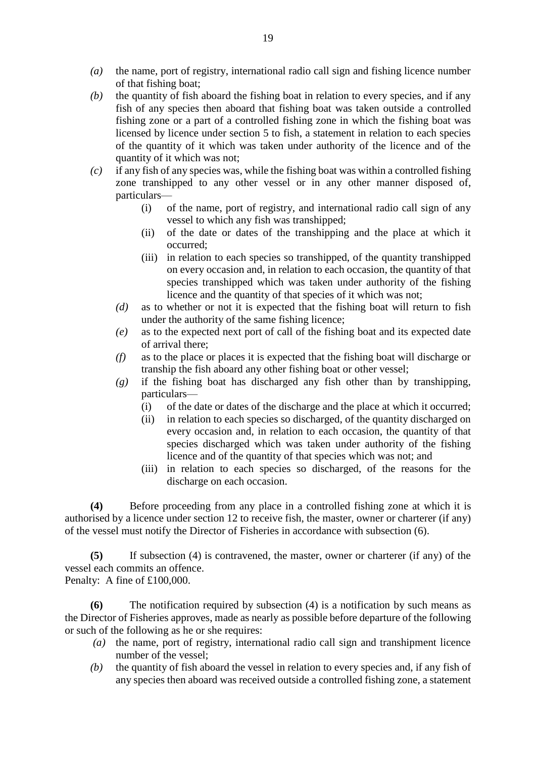*(a)* the name, port of registry, international radio call sign and fishing licence number of that fishing boat;

*(b)* the quantity of fish aboard the fishing boat in relation to every species, and if any fish of any species then aboard that fishing boat was taken outside a controlled fishing zone or a part of a controlled fishing zone in which the fishing boat was licensed by licence under section 5 to fish, a statement in relation to each species of the quantity of it which was taken under authority of the licence and of the quantity of it which was not;

*(c)* if any fish of any species was, while the fishing boat was within a controlled fishing zone transhipped to any other vessel or in any other manner disposed of, particulars—

  (i) of the name, port of registry, and international radio call sign of any vessel to which any fish was transhipped;

  (ii) of the date or dates of the transhipping and the place at which it occurred;

  (iii) in relation to each species so transhipped, of the quantity transhipped on every occasion and, in relation to each occasion, the quantity of that species transhipped which was taken under authority of the fishing licence and the quantity of that species of it which was not;

*(d)* as to whether or not it is expected that the fishing boat will return to fish under the authority of the same fishing licence;

*(e)* as to the expected next port of call of the fishing boat and its expected date of arrival there;

*(f)* as to the place or places it is expected that the fishing boat will discharge or tranship the fish aboard any other fishing boat or other vessel;

*(g)* if the fishing boat has discharged any fish other than by transhipping, particulars—

  (i) of the date or dates of the discharge and the place at which it occurred;

  (ii) in relation to each species so discharged, of the quantity discharged on every occasion and, in relation to each occasion, the quantity of that species discharged which was taken under authority of the fishing licence and of the quantity of that species which was not; and

  (iii) in relation to each species so discharged, of the reasons for the discharge on each occasion.

**(4)** Before proceeding from any place in a controlled fishing zone at which it is authorised by a licence under section 12 to receive fish, the master, owner or charterer (if any) of the vessel must notify the Director of Fisheries in accordance with subsection (6).

**(5)** If subsection (4) is contravened, the master, owner or charterer (if any) of the vessel each commits an offence.
Penalty: A fine of £100,000.

**(6)** The notification required by subsection (4) is a notification by such means as the Director of Fisheries approves, made as nearly as possible before departure of the following or such of the following as he or she requires:

*(a)* the name, port of registry, international radio call sign and transhipment licence number of the vessel;

*(b)* the quantity of fish aboard the vessel in relation to every species and, if any fish of any species then aboard was received outside a controlled fishing zone, a statement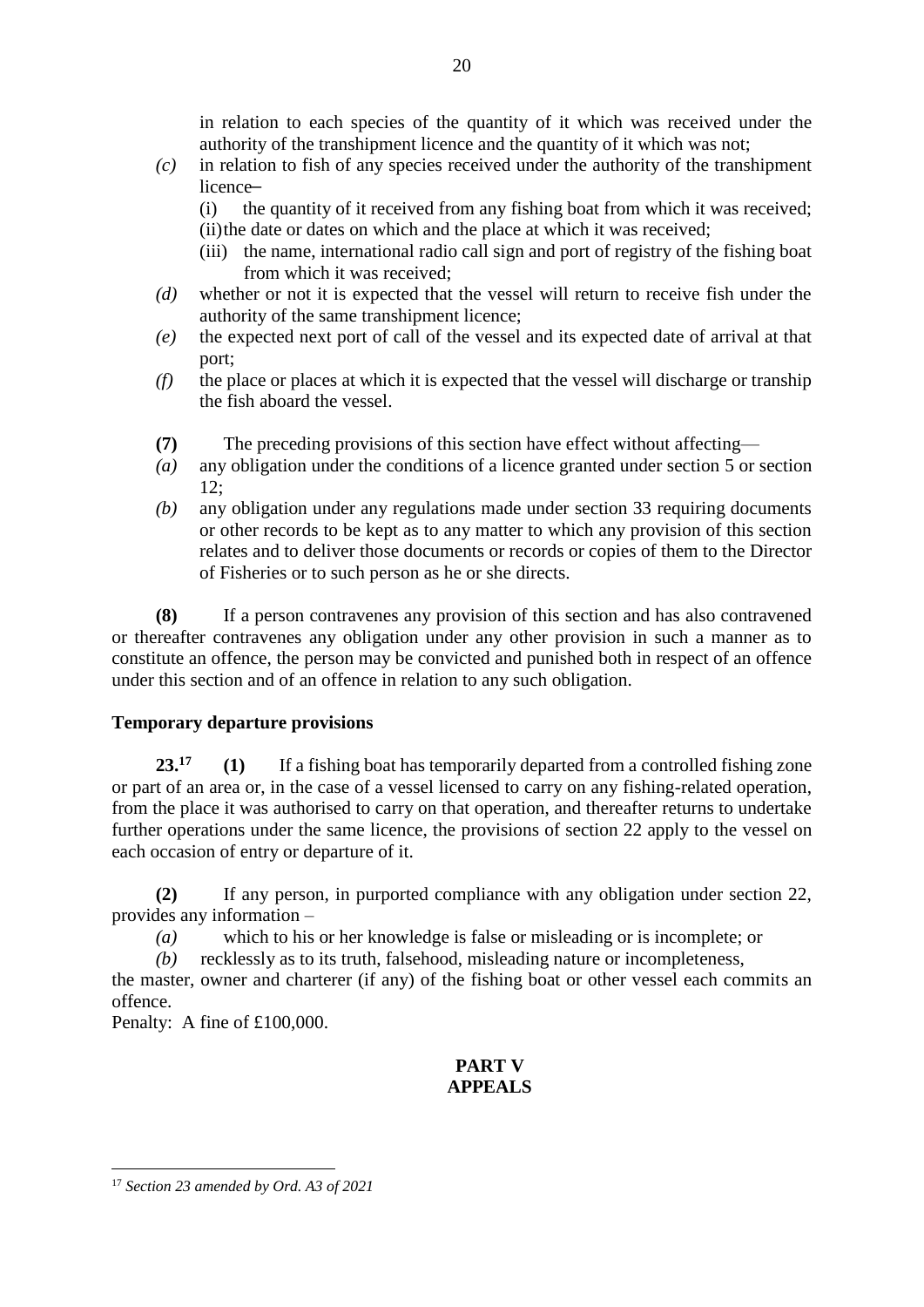in relation to each species of the quantity of it which was received under the authority of the transhipment licence and the quantity of it which was not;

*(c)* in relation to fish of any species received under the authority of the transhipment licence–

(i) the quantity of it received from any fishing boat from which it was received;

(ii) the date or dates on which and the place at which it was received;

(iii) the name, international radio call sign and port of registry of the fishing boat from which it was received;

*(d)* whether or not it is expected that the vessel will return to receive fish under the authority of the same transhipment licence;

*(e)* the expected next port of call of the vessel and its expected date of arrival at that port;

*(f)* the place or places at which it is expected that the vessel will discharge or tranship the fish aboard the vessel.

**(7)** The preceding provisions of this section have effect without affecting—

*(a)* any obligation under the conditions of a licence granted under section 5 or section 12;

*(b)* any obligation under any regulations made under section 33 requiring documents or other records to be kept as to any matter to which any provision of this section relates and to deliver those documents or records or copies of them to the Director of Fisheries or to such person as he or she directs.

**(8)** If a person contravenes any provision of this section and has also contravened or thereafter contravenes any obligation under any other provision in such a manner as to constitute an offence, the person may be convicted and punished both in respect of an offence under this section and of an offence in relation to any such obligation.

**Temporary departure provisions**

**23.**[17] **(1)** If a fishing boat has temporarily departed from a controlled fishing zone or part of an area or, in the case of a vessel licensed to carry on any fishing-related operation, from the place it was authorised to carry on that operation, and thereafter returns to undertake further operations under the same licence, the provisions of section 22 apply to the vessel on each occasion of entry or departure of it.

**(2)** If any person, in purported compliance with any obligation under section 22, provides any information –

*(a)* which to his or her knowledge is false or misleading or is incomplete; or

*(b)* recklessly as to its truth, falsehood, misleading nature or incompleteness,

the master, owner and charterer (if any) of the fishing boat or other vessel each commits an offence.

Penalty: A fine of £100,000.

## PART V
## APPEALS

---

[17] *Section 23 amended by Ord. A3 of 2021*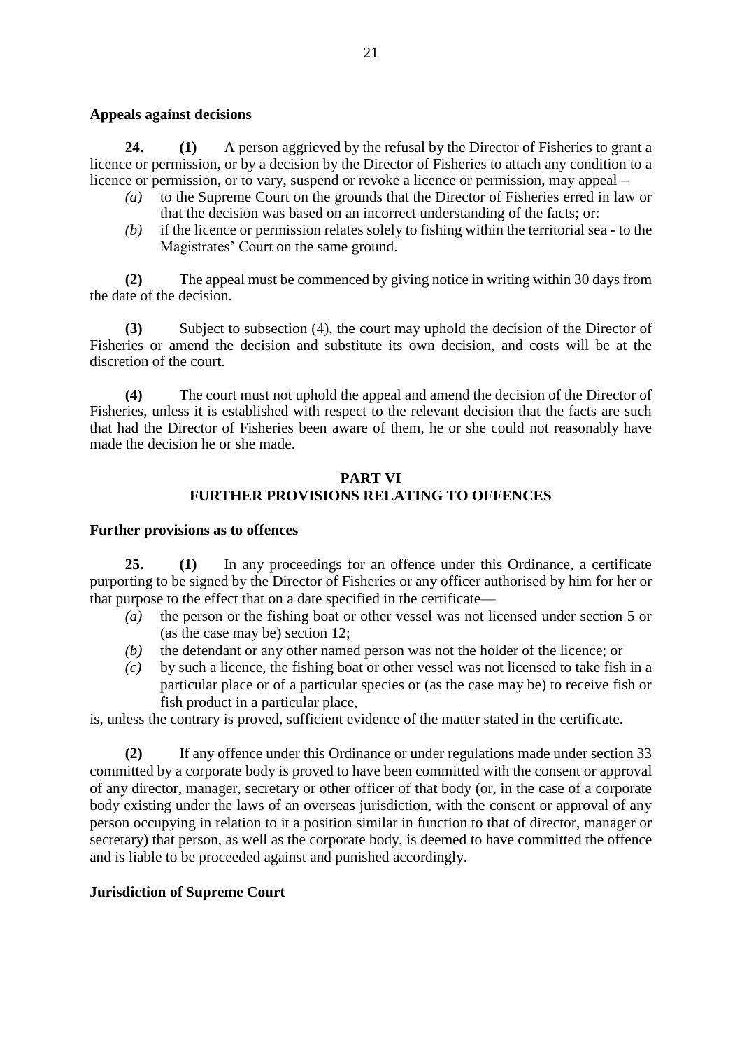**Appeals against decisions**

**24. (1)** A person aggrieved by the refusal by the Director of Fisheries to grant a licence or permission, or by a decision by the Director of Fisheries to attach any condition to a licence or permission, or to vary, suspend or revoke a licence or permission, may appeal –

*(a)* to the Supreme Court on the grounds that the Director of Fisheries erred in law or that the decision was based on an incorrect understanding of the facts; or:

*(b)* if the licence or permission relates solely to fishing within the territorial sea - to the Magistrates' Court on the same ground.

**(2)** The appeal must be commenced by giving notice in writing within 30 days from the date of the decision.

**(3)** Subject to subsection (4), the court may uphold the decision of the Director of Fisheries or amend the decision and substitute its own decision, and costs will be at the discretion of the court.

**(4)** The court must not uphold the appeal and amend the decision of the Director of Fisheries, unless it is established with respect to the relevant decision that the facts are such that had the Director of Fisheries been aware of them, he or she could not reasonably have made the decision he or she made.

## PART VI
## FURTHER PROVISIONS RELATING TO OFFENCES

**Further provisions as to offences**

**25. (1)** In any proceedings for an offence under this Ordinance, a certificate purporting to be signed by the Director of Fisheries or any officer authorised by him for her or that purpose to the effect that on a date specified in the certificate—

*(a)* the person or the fishing boat or other vessel was not licensed under section 5 or (as the case may be) section 12;

*(b)* the defendant or any other named person was not the holder of the licence; or

*(c)* by such a licence, the fishing boat or other vessel was not licensed to take fish in a particular place or of a particular species or (as the case may be) to receive fish or fish product in a particular place,

is, unless the contrary is proved, sufficient evidence of the matter stated in the certificate.

**(2)** If any offence under this Ordinance or under regulations made under section 33 committed by a corporate body is proved to have been committed with the consent or approval of any director, manager, secretary or other officer of that body (or, in the case of a corporate body existing under the laws of an overseas jurisdiction, with the consent or approval of any person occupying in relation to it a position similar in function to that of director, manager or secretary) that person, as well as the corporate body, is deemed to have committed the offence and is liable to be proceeded against and punished accordingly.

**Jurisdiction of Supreme Court**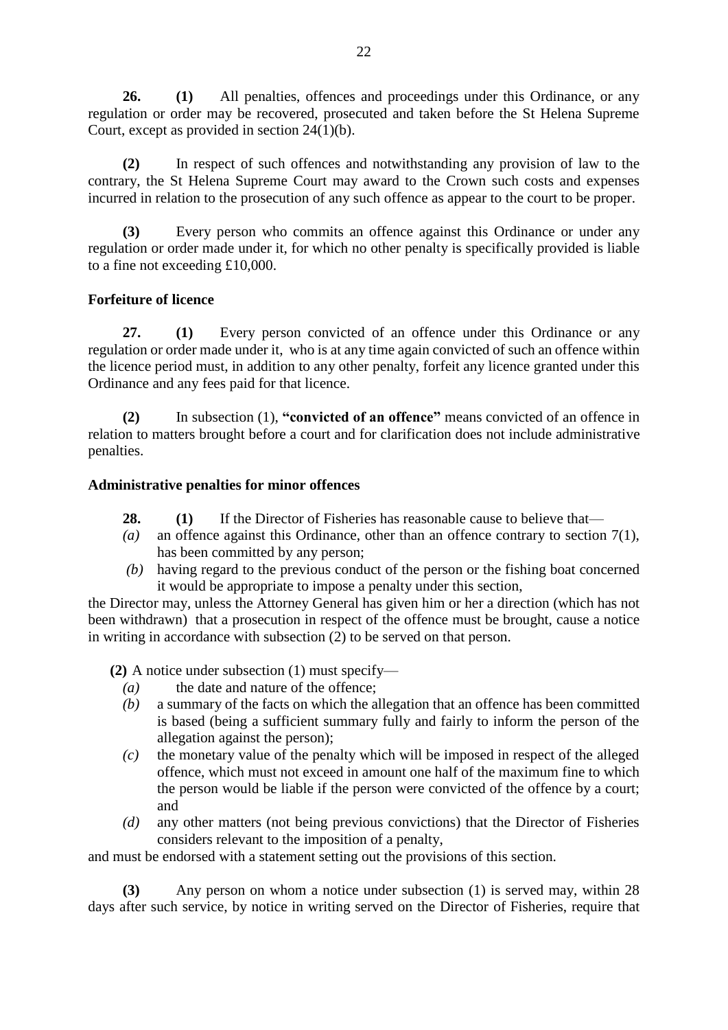**26.** **(1)** All penalties, offences and proceedings under this Ordinance, or any regulation or order may be recovered, prosecuted and taken before the St Helena Supreme Court, except as provided in section 24(1)(b).

**(2)** In respect of such offences and notwithstanding any provision of law to the contrary, the St Helena Supreme Court may award to the Crown such costs and expenses incurred in relation to the prosecution of any such offence as appear to the court to be proper.

**(3)** Every person who commits an offence against this Ordinance or under any regulation or order made under it, for which no other penalty is specifically provided is liable to a fine not exceeding £10,000.

**Forfeiture of licence**

**27.** **(1)** Every person convicted of an offence under this Ordinance or any regulation or order made under it, who is at any time again convicted of such an offence within the licence period must, in addition to any other penalty, forfeit any licence granted under this Ordinance and any fees paid for that licence.

**(2)** In subsection (1), **"convicted of an offence"** means convicted of an offence in relation to matters brought before a court and for clarification does not include administrative penalties.

**Administrative penalties for minor offences**

**28.** **(1)** If the Director of Fisheries has reasonable cause to believe that—

*(a)* an offence against this Ordinance, other than an offence contrary to section 7(1), has been committed by any person;

*(b)* having regard to the previous conduct of the person or the fishing boat concerned it would be appropriate to impose a penalty under this section,

the Director may, unless the Attorney General has given him or her a direction (which has not been withdrawn) that a prosecution in respect of the offence must be brought, cause a notice in writing in accordance with subsection (2) to be served on that person.

**(2)** A notice under subsection (1) must specify—

*(a)* the date and nature of the offence;

*(b)* a summary of the facts on which the allegation that an offence has been committed is based (being a sufficient summary fully and fairly to inform the person of the allegation against the person);

*(c)* the monetary value of the penalty which will be imposed in respect of the alleged offence, which must not exceed in amount one half of the maximum fine to which the person would be liable if the person were convicted of the offence by a court; and

*(d)* any other matters (not being previous convictions) that the Director of Fisheries considers relevant to the imposition of a penalty,

and must be endorsed with a statement setting out the provisions of this section.

**(3)** Any person on whom a notice under subsection (1) is served may, within 28 days after such service, by notice in writing served on the Director of Fisheries, require that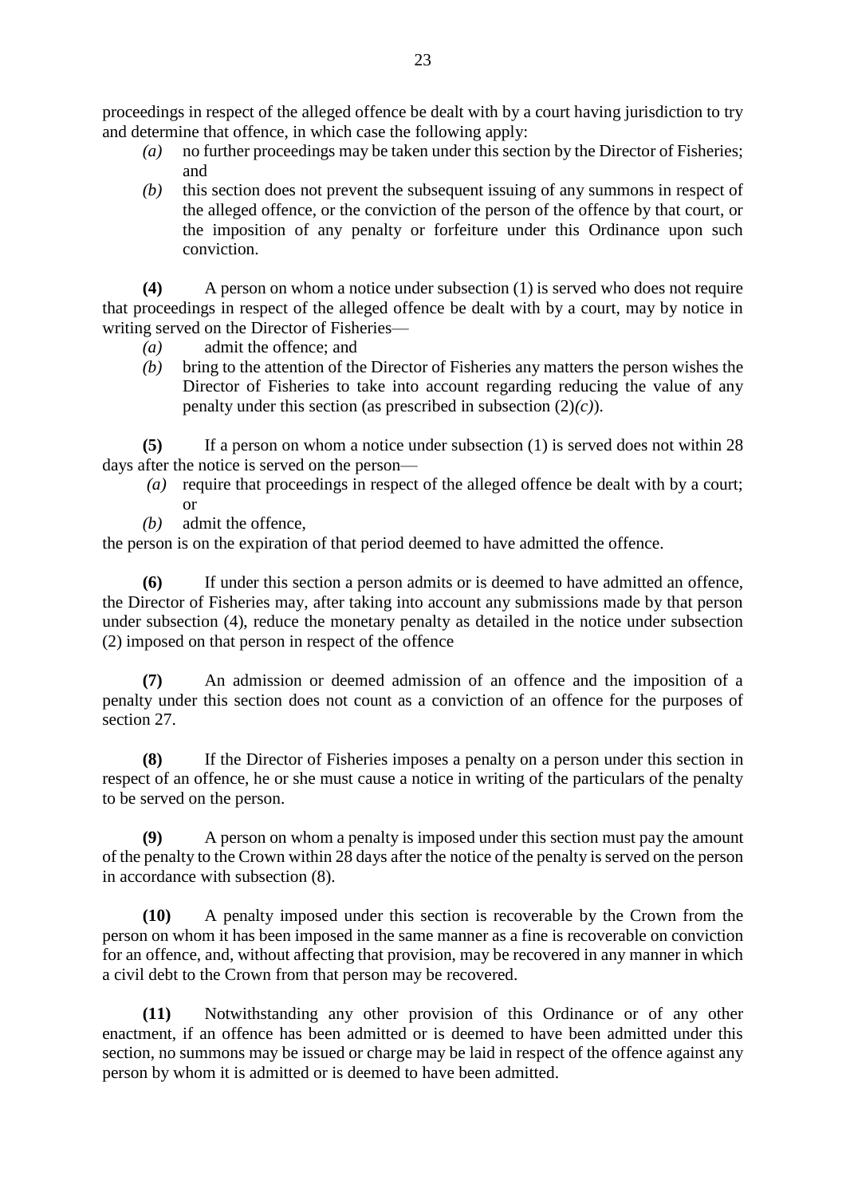proceedings in respect of the alleged offence be dealt with by a court having jurisdiction to try and determine that offence, in which case the following apply:

- *(a)* no further proceedings may be taken under this section by the Director of Fisheries; and
- *(b)* this section does not prevent the subsequent issuing of any summons in respect of the alleged offence, or the conviction of the person of the offence by that court, or the imposition of any penalty or forfeiture under this Ordinance upon such conviction.

**(4)** A person on whom a notice under subsection (1) is served who does not require that proceedings in respect of the alleged offence be dealt with by a court, may by notice in writing served on the Director of Fisheries—

- *(a)* admit the offence; and
- *(b)* bring to the attention of the Director of Fisheries any matters the person wishes the Director of Fisheries to take into account regarding reducing the value of any penalty under this section (as prescribed in subsection (2)*(c)*).

**(5)** If a person on whom a notice under subsection (1) is served does not within 28 days after the notice is served on the person—

- *(a)* require that proceedings in respect of the alleged offence be dealt with by a court; or
- *(b)* admit the offence,

the person is on the expiration of that period deemed to have admitted the offence.

**(6)** If under this section a person admits or is deemed to have admitted an offence, the Director of Fisheries may, after taking into account any submissions made by that person under subsection (4), reduce the monetary penalty as detailed in the notice under subsection (2) imposed on that person in respect of the offence

**(7)** An admission or deemed admission of an offence and the imposition of a penalty under this section does not count as a conviction of an offence for the purposes of section 27.

**(8)** If the Director of Fisheries imposes a penalty on a person under this section in respect of an offence, he or she must cause a notice in writing of the particulars of the penalty to be served on the person.

**(9)** A person on whom a penalty is imposed under this section must pay the amount of the penalty to the Crown within 28 days after the notice of the penalty is served on the person in accordance with subsection (8).

**(10)** A penalty imposed under this section is recoverable by the Crown from the person on whom it has been imposed in the same manner as a fine is recoverable on conviction for an offence, and, without affecting that provision, may be recovered in any manner in which a civil debt to the Crown from that person may be recovered.

**(11)** Notwithstanding any other provision of this Ordinance or of any other enactment, if an offence has been admitted or is deemed to have been admitted under this section, no summons may be issued or charge may be laid in respect of the offence against any person by whom it is admitted or is deemed to have been admitted.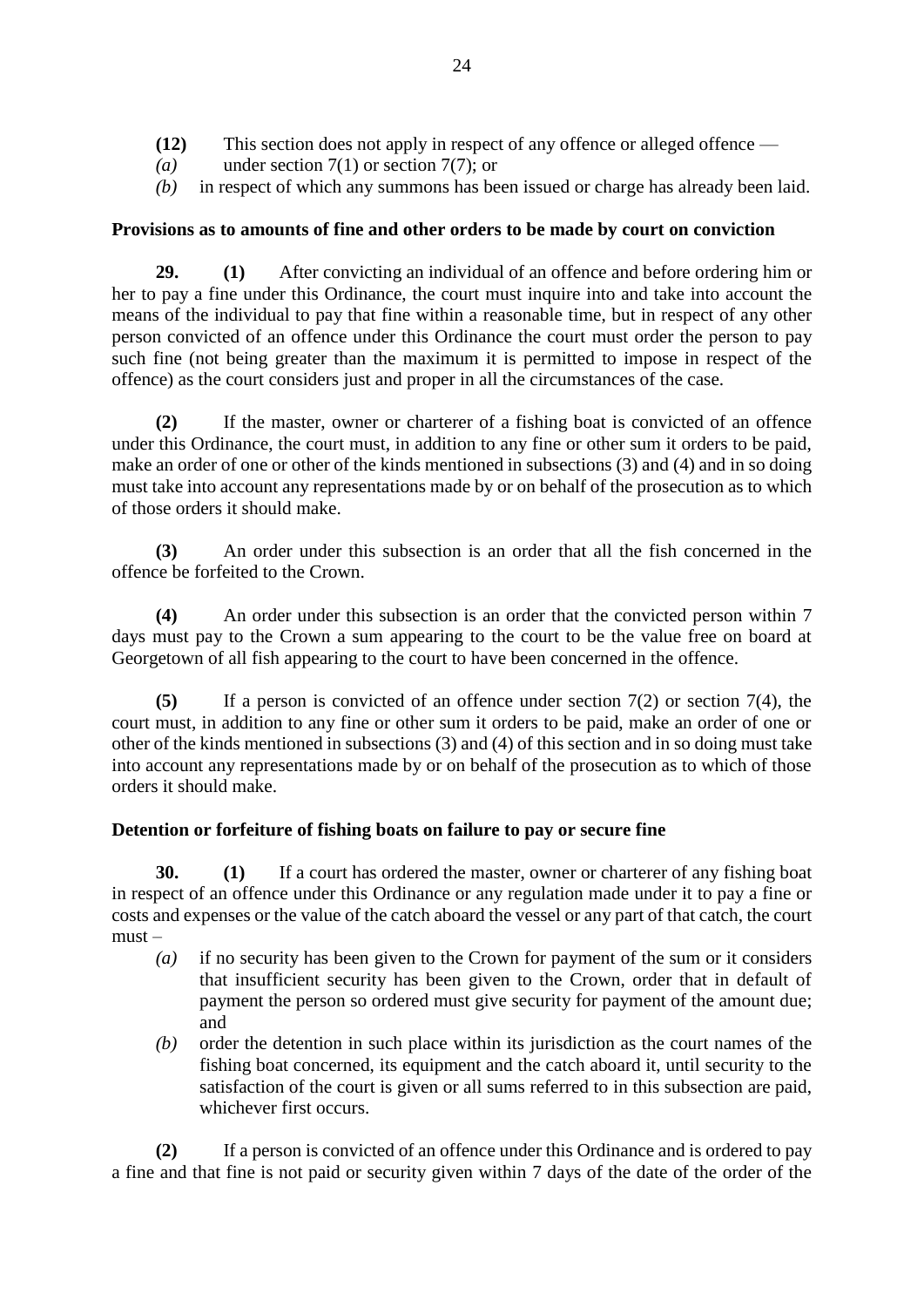**(12)** This section does not apply in respect of any offence or alleged offence —

*(a)* under section 7(1) or section 7(7); or

*(b)* in respect of which any summons has been issued or charge has already been laid.

**Provisions as to amounts of fine and other orders to be made by court on conviction**

**29. (1)** After convicting an individual of an offence and before ordering him or her to pay a fine under this Ordinance, the court must inquire into and take into account the means of the individual to pay that fine within a reasonable time, but in respect of any other person convicted of an offence under this Ordinance the court must order the person to pay such fine (not being greater than the maximum it is permitted to impose in respect of the offence) as the court considers just and proper in all the circumstances of the case.

**(2)** If the master, owner or charterer of a fishing boat is convicted of an offence under this Ordinance, the court must, in addition to any fine or other sum it orders to be paid, make an order of one or other of the kinds mentioned in subsections (3) and (4) and in so doing must take into account any representations made by or on behalf of the prosecution as to which of those orders it should make.

**(3)** An order under this subsection is an order that all the fish concerned in the offence be forfeited to the Crown.

**(4)** An order under this subsection is an order that the convicted person within 7 days must pay to the Crown a sum appearing to the court to be the value free on board at Georgetown of all fish appearing to the court to have been concerned in the offence.

**(5)** If a person is convicted of an offence under section 7(2) or section 7(4), the court must, in addition to any fine or other sum it orders to be paid, make an order of one or other of the kinds mentioned in subsections (3) and (4) of this section and in so doing must take into account any representations made by or on behalf of the prosecution as to which of those orders it should make.

**Detention or forfeiture of fishing boats on failure to pay or secure fine**

**30. (1)** If a court has ordered the master, owner or charterer of any fishing boat in respect of an offence under this Ordinance or any regulation made under it to pay a fine or costs and expenses or the value of the catch aboard the vessel or any part of that catch, the court must –

*(a)* if no security has been given to the Crown for payment of the sum or it considers that insufficient security has been given to the Crown, order that in default of payment the person so ordered must give security for payment of the amount due; and

*(b)* order the detention in such place within its jurisdiction as the court names of the fishing boat concerned, its equipment and the catch aboard it, until security to the satisfaction of the court is given or all sums referred to in this subsection are paid, whichever first occurs.

**(2)** If a person is convicted of an offence under this Ordinance and is ordered to pay a fine and that fine is not paid or security given within 7 days of the date of the order of the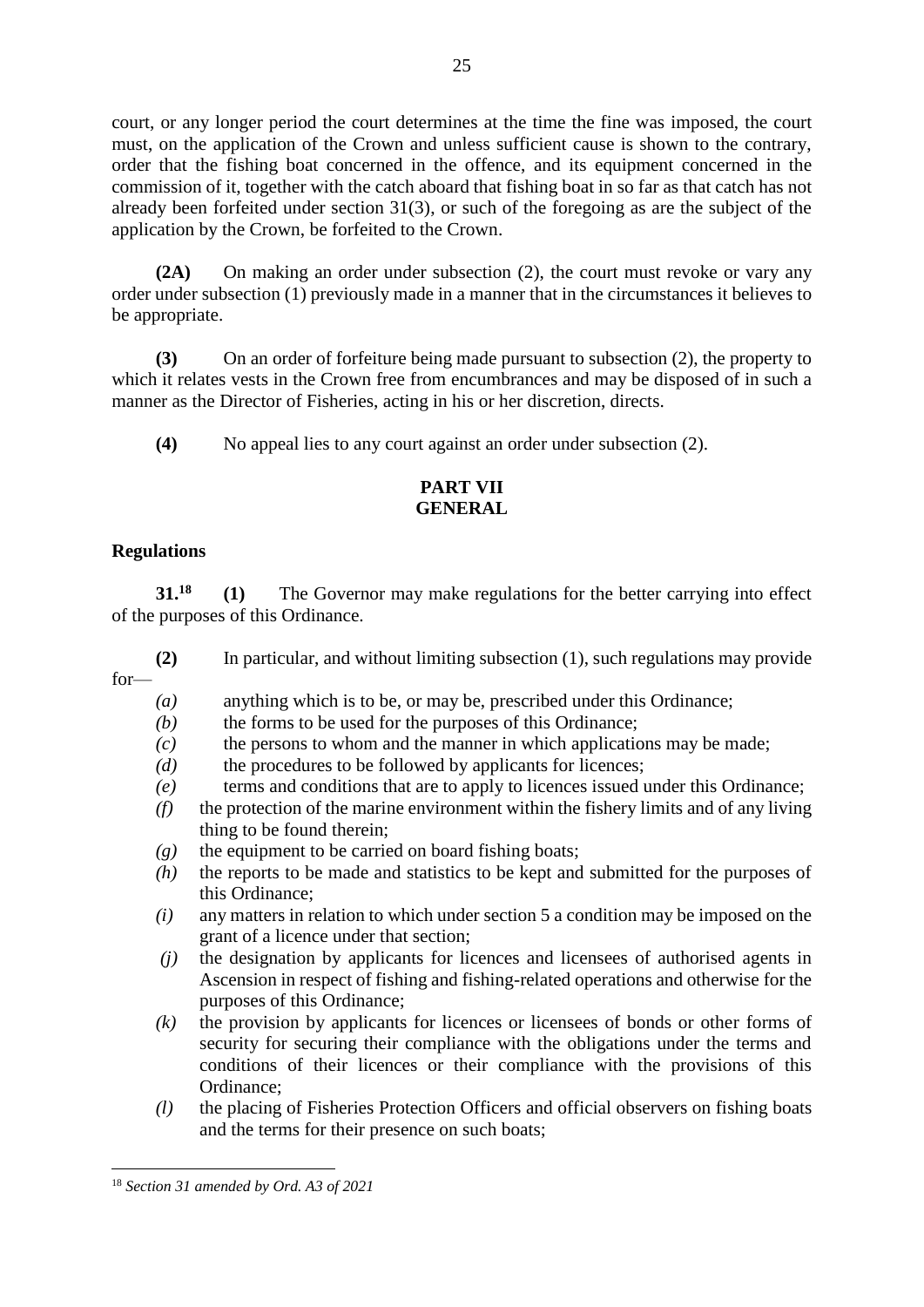court, or any longer period the court determines at the time the fine was imposed, the court must, on the application of the Crown and unless sufficient cause is shown to the contrary, order that the fishing boat concerned in the offence, and its equipment concerned in the commission of it, together with the catch aboard that fishing boat in so far as that catch has not already been forfeited under section 31(3), or such of the foregoing as are the subject of the application by the Crown, be forfeited to the Crown.

**(2A)** On making an order under subsection (2), the court must revoke or vary any order under subsection (1) previously made in a manner that in the circumstances it believes to be appropriate.

**(3)** On an order of forfeiture being made pursuant to subsection (2), the property to which it relates vests in the Crown free from encumbrances and may be disposed of in such a manner as the Director of Fisheries, acting in his or her discretion, directs.

**(4)** No appeal lies to any court against an order under subsection (2).

## PART VII
## GENERAL

### Regulations

**31.**[18] **(1)** The Governor may make regulations for the better carrying into effect of the purposes of this Ordinance.

**(2)** In particular, and without limiting subsection (1), such regulations may provide for—

*(a)* anything which is to be, or may be, prescribed under this Ordinance;

*(b)* the forms to be used for the purposes of this Ordinance;

*(c)* the persons to whom and the manner in which applications may be made;

*(d)* the procedures to be followed by applicants for licences;

*(e)* terms and conditions that are to apply to licences issued under this Ordinance;

*(f)* the protection of the marine environment within the fishery limits and of any living thing to be found therein;

*(g)* the equipment to be carried on board fishing boats;

*(h)* the reports to be made and statistics to be kept and submitted for the purposes of this Ordinance;

*(i)* any matters in relation to which under section 5 a condition may be imposed on the grant of a licence under that section;

*(j)* the designation by applicants for licences and licensees of authorised agents in Ascension in respect of fishing and fishing-related operations and otherwise for the purposes of this Ordinance;

*(k)* the provision by applicants for licences or licensees of bonds or other forms of security for securing their compliance with the obligations under the terms and conditions of their licences or their compliance with the provisions of this Ordinance;

*(l)* the placing of Fisheries Protection Officers and official observers on fishing boats and the terms for their presence on such boats;

---

[18] *Section 31 amended by Ord. A3 of 2021*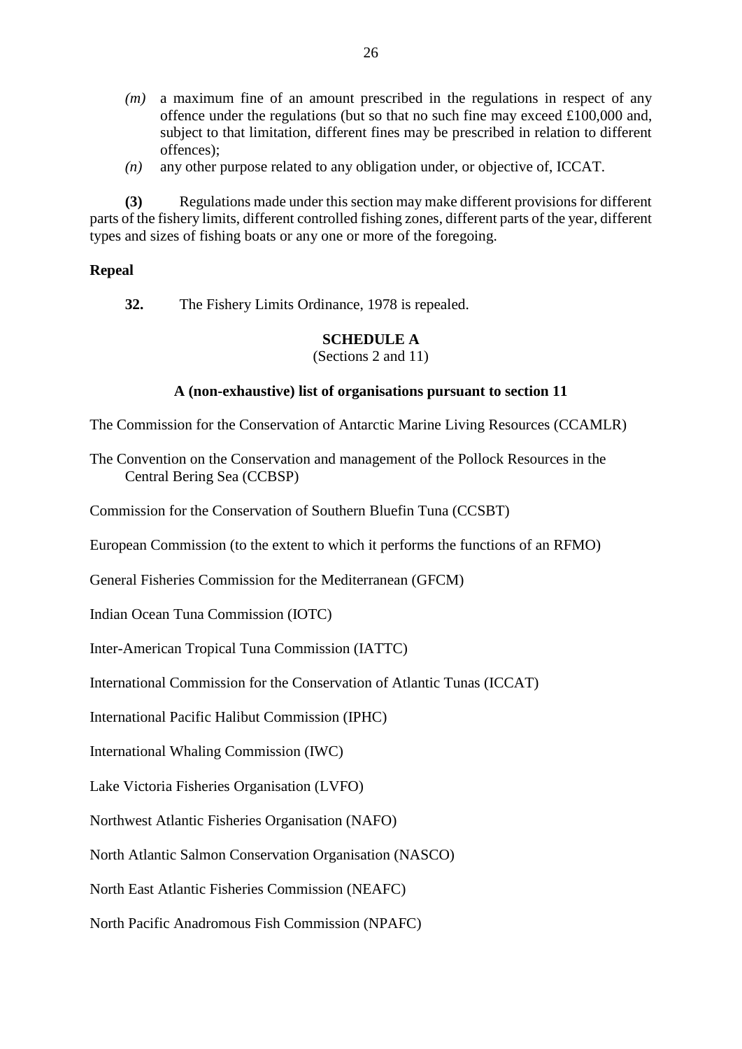*(m)* a maximum fine of an amount prescribed in the regulations in respect of any offence under the regulations (but so that no such fine may exceed £100,000 and, subject to that limitation, different fines may be prescribed in relation to different offences);

*(n)* any other purpose related to any obligation under, or objective of, ICCAT.

**(3)** Regulations made under this section may make different provisions for different parts of the fishery limits, different controlled fishing zones, different parts of the year, different types and sizes of fishing boats or any one or more of the foregoing.

**Repeal**

**32.** The Fishery Limits Ordinance, 1978 is repealed.

## SCHEDULE A

(Sections 2 and 11)

### A (non-exhaustive) list of organisations pursuant to section 11

The Commission for the Conservation of Antarctic Marine Living Resources (CCAMLR)

The Convention on the Conservation and management of the Pollock Resources in the Central Bering Sea (CCBSP)

Commission for the Conservation of Southern Bluefin Tuna (CCSBT)

European Commission (to the extent to which it performs the functions of an RFMO)

General Fisheries Commission for the Mediterranean (GFCM)

Indian Ocean Tuna Commission (IOTC)

Inter-American Tropical Tuna Commission (IATTC)

International Commission for the Conservation of Atlantic Tunas (ICCAT)

International Pacific Halibut Commission (IPHC)

International Whaling Commission (IWC)

Lake Victoria Fisheries Organisation (LVFO)

Northwest Atlantic Fisheries Organisation (NAFO)

North Atlantic Salmon Conservation Organisation (NASCO)

North East Atlantic Fisheries Commission (NEAFC)

North Pacific Anadromous Fish Commission (NPAFC)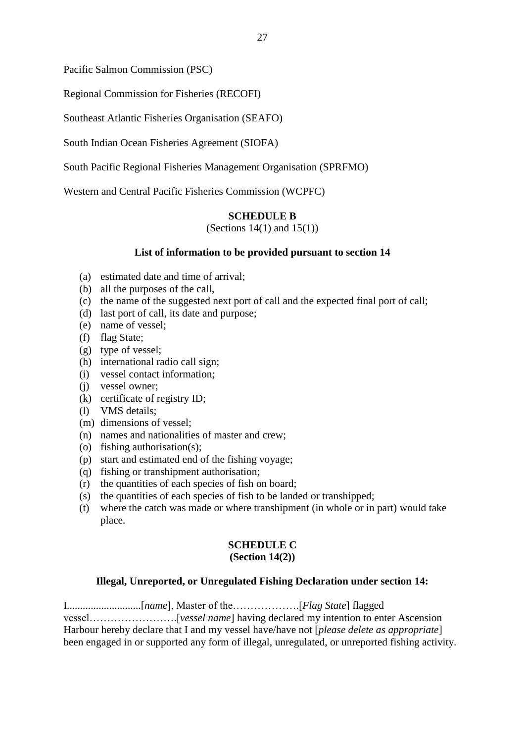Pacific Salmon Commission (PSC)

Regional Commission for Fisheries (RECOFI)

Southeast Atlantic Fisheries Organisation (SEAFO)

South Indian Ocean Fisheries Agreement (SIOFA)

South Pacific Regional Fisheries Management Organisation (SPRFMO)

Western and Central Pacific Fisheries Commission (WCPFC)

**SCHEDULE B**

(Sections 14(1) and 15(1))

**List of information to be provided pursuant to section 14**

(a) estimated date and time of arrival;
(b) all the purposes of the call,
(c) the name of the suggested next port of call and the expected final port of call;
(d) last port of call, its date and purpose;
(e) name of vessel;
(f) flag State;
(g) type of vessel;
(h) international radio call sign;
(i) vessel contact information;
(j) vessel owner;
(k) certificate of registry ID;
(l) VMS details;
(m) dimensions of vessel;
(n) names and nationalities of master and crew;
(o) fishing authorisation(s);
(p) start and estimated end of the fishing voyage;
(q) fishing or transhipment authorisation;
(r) the quantities of each species of fish on board;
(s) the quantities of each species of fish to be landed or transhipped;
(t) where the catch was made or where transhipment (in whole or in part) would take place.

**SCHEDULE C**
**(Section 14(2))**

**Illegal, Unreported, or Unregulated Fishing Declaration under section 14:**

I............................[*name*], Master of the……………….[*Flag State*] flagged vessel…………………….[*vessel name*] having declared my intention to enter Ascension Harbour hereby declare that I and my vessel have/have not [*please delete as appropriate*] been engaged in or supported any form of illegal, unregulated, or unreported fishing activity.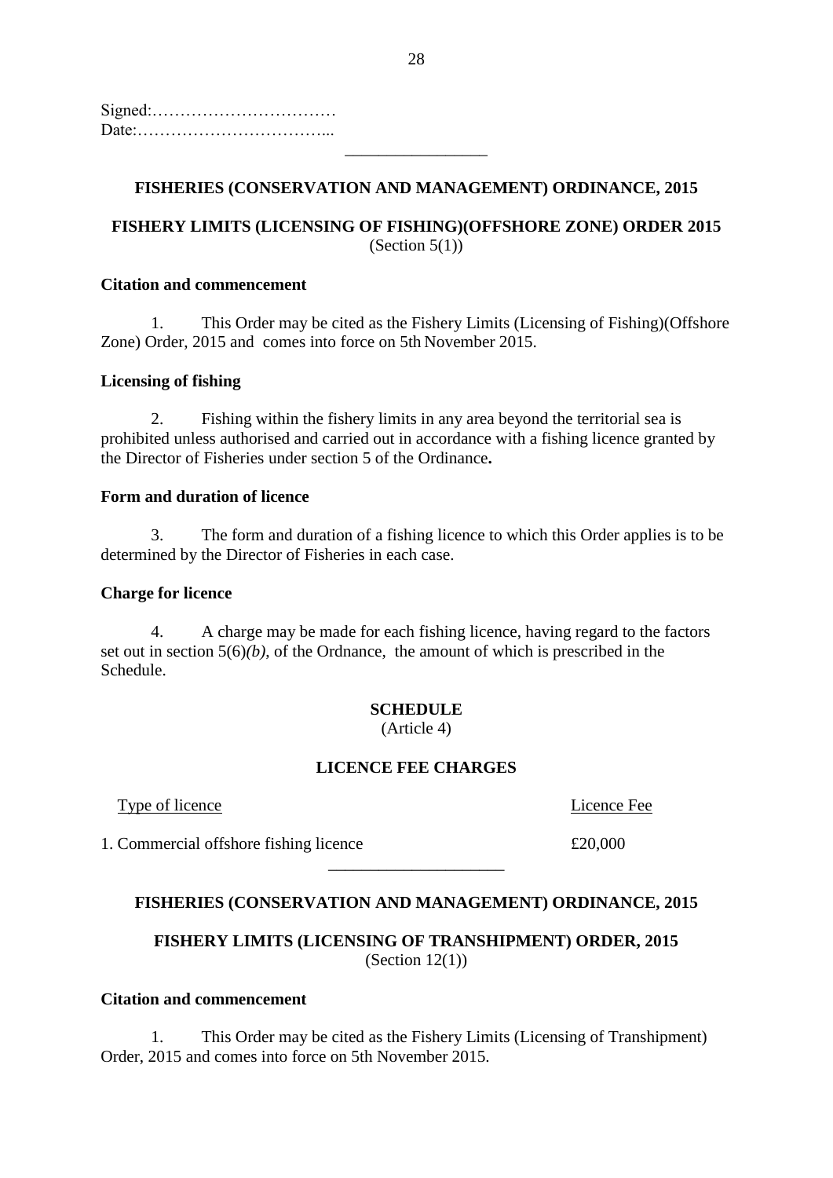Signed:……………………………
Date:……………………………...

---

**FISHERIES (CONSERVATION AND MANAGEMENT) ORDINANCE, 2015**

**FISHERY LIMITS (LICENSING OF FISHING)(OFFSHORE ZONE) ORDER 2015**
(Section 5(1))

**Citation and commencement**

1. This Order may be cited as the Fishery Limits (Licensing of Fishing)(Offshore Zone) Order, 2015 and comes into force on 5th November 2015.

**Licensing of fishing**

2. Fishing within the fishery limits in any area beyond the territorial sea is prohibited unless authorised and carried out in accordance with a fishing licence granted by the Director of Fisheries under section 5 of the Ordinance**.**

**Form and duration of licence**

3. The form and duration of a fishing licence to which this Order applies is to be determined by the Director of Fisheries in each case.

**Charge for licence**

4. A charge may be made for each fishing licence, having regard to the factors set out in section 5(6)*(b)*, of the Ordnance, the amount of which is prescribed in the Schedule.

**SCHEDULE**
(Article 4)

**LICENCE FEE CHARGES**

| Type of licence | Licence Fee |
|---|---|
| 1. Commercial offshore fishing licence | £20,000 |

---

**FISHERIES (CONSERVATION AND MANAGEMENT) ORDINANCE, 2015**

**FISHERY LIMITS (LICENSING OF TRANSHIPMENT) ORDER, 2015**
(Section 12(1))

**Citation and commencement**

1. This Order may be cited as the Fishery Limits (Licensing of Transhipment) Order, 2015 and comes into force on 5th November 2015.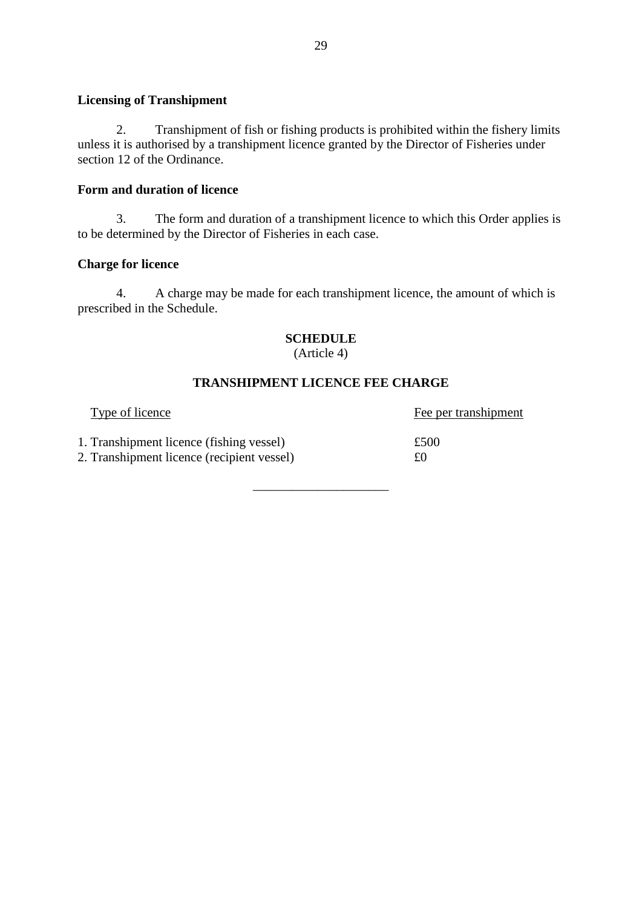**Licensing of Transhipment**

2. Transhipment of fish or fishing products is prohibited within the fishery limits unless it is authorised by a transhipment licence granted by the Director of Fisheries under section 12 of the Ordinance.

**Form and duration of licence**

3. The form and duration of a transhipment licence to which this Order applies is to be determined by the Director of Fisheries in each case.

**Charge for licence**

4. A charge may be made for each transhipment licence, the amount of which is prescribed in the Schedule.

**SCHEDULE**
(Article 4)

**TRANSHIPMENT LICENCE FEE CHARGE**

| Type of licence | Fee per transhipment |
|---|---|
| 1. Transhipment licence (fishing vessel) | £500 |
| 2. Transhipment licence (recipient vessel) | £0 |

\_\_\_\_\_\_\_\_\_\_\_\_\_\_\_\_\_\_\_\_